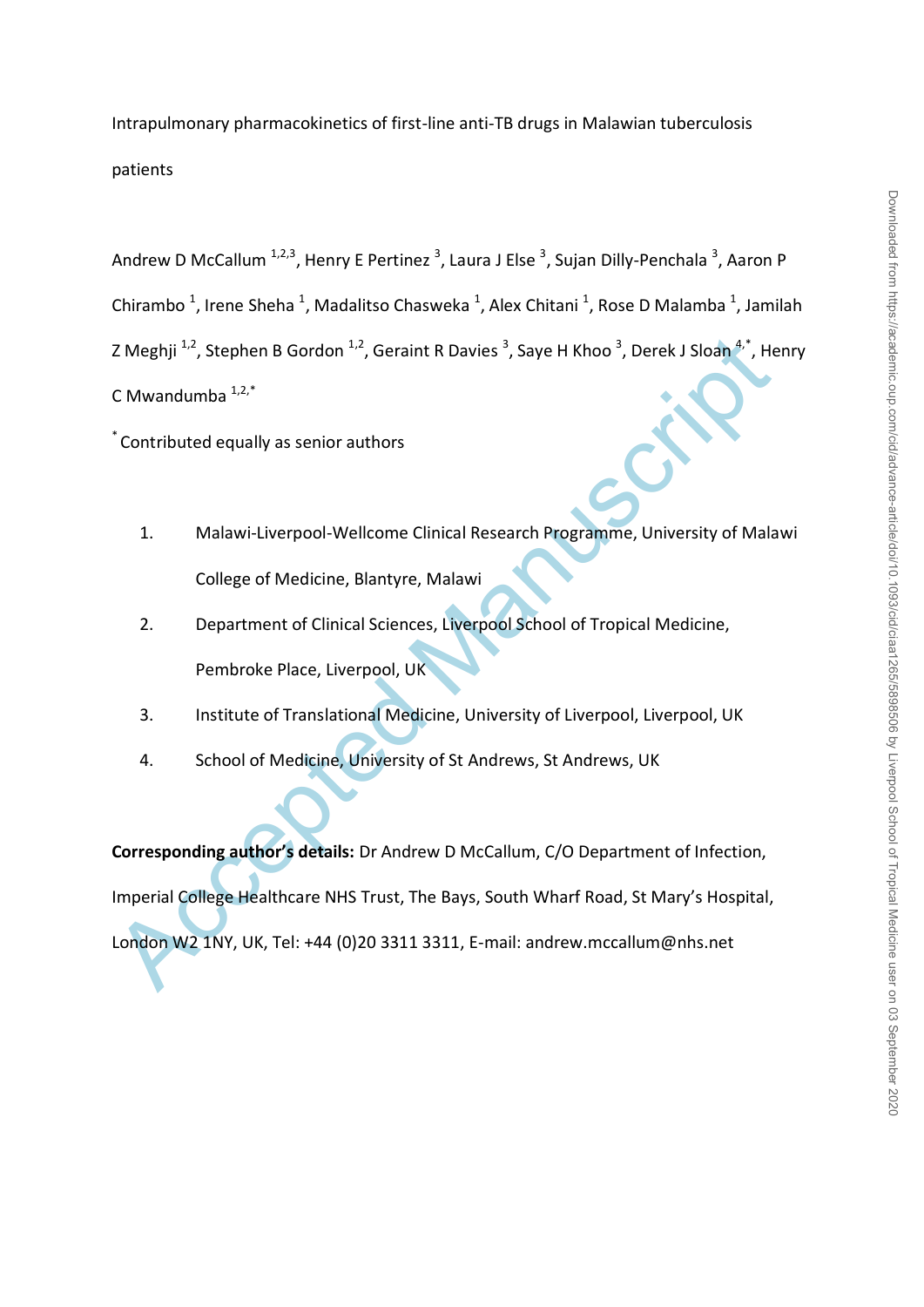# Intrapulmonary pharmacokinetics of first-line anti-TB drugs in Malawian tuberculosis patients

Andrew D McCallum [1,2,3], Henry E Pertinez [3], Laura J Else [3], Sujan Dilly-Penchala [3], Aaron P Chirambo [1], Irene Sheha [1], Madalitso Chasweka [1], Alex Chitani [1], Rose D Malamba [1], Jamilah Z Meghji [1,2], Stephen B Gordon [1,2], Geraint R Davies [3], Saye H Khoo [3], Derek J Sloan [4,*], Henry C Mwandumba [1,2,*]

[*] Contributed equally as senior authors

1. Malawi-Liverpool-Wellcome Clinical Research Programme, University of Malawi College of Medicine, Blantyre, Malawi
2. Department of Clinical Sciences, Liverpool School of Tropical Medicine, Pembroke Place, Liverpool, UK
3. Institute of Translational Medicine, University of Liverpool, Liverpool, UK
4. School of Medicine, University of St Andrews, St Andrews, UK

**Corresponding author's details:** Dr Andrew D McCallum, C/O Department of Infection, Imperial College Healthcare NHS Trust, The Bays, South Wharf Road, St Mary's Hospital, London W2 1NY, UK, Tel: +44 (0)20 3311 3311, E-mail: andrew.mccallum@nhs.net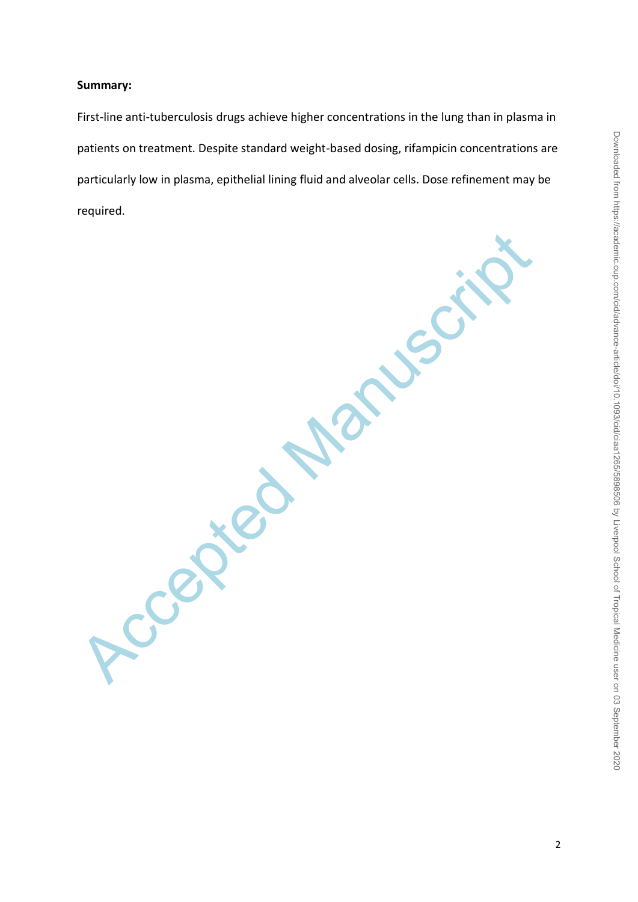**Summary:**

First-line anti-tuberculosis drugs achieve higher concentrations in the lung than in plasma in patients on treatment. Despite standard weight-based dosing, rifampicin concentrations are particularly low in plasma, epithelial lining fluid and alveolar cells. Dose refinement may be required.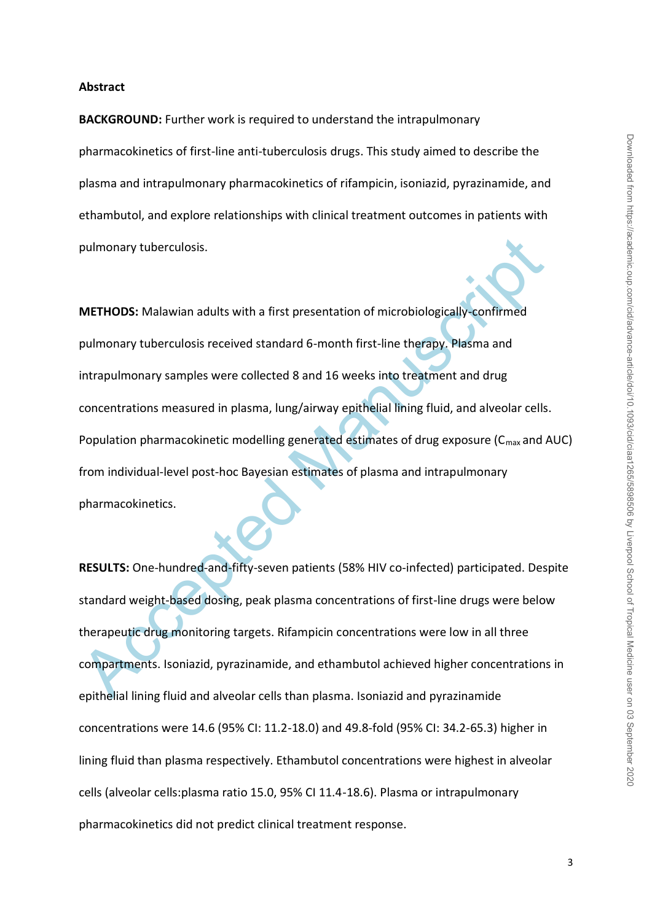**Abstract**

**BACKGROUND:** Further work is required to understand the intrapulmonary pharmacokinetics of first-line anti-tuberculosis drugs. This study aimed to describe the plasma and intrapulmonary pharmacokinetics of rifampicin, isoniazid, pyrazinamide, and ethambutol, and explore relationships with clinical treatment outcomes in patients with pulmonary tuberculosis.

**METHODS:** Malawian adults with a first presentation of microbiologically-confirmed pulmonary tuberculosis received standard 6-month first-line therapy. Plasma and intrapulmonary samples were collected 8 and 16 weeks into treatment and drug concentrations measured in plasma, lung/airway epithelial lining fluid, and alveolar cells. Population pharmacokinetic modelling generated estimates of drug exposure ($C_{max}$ and AUC) from individual-level post-hoc Bayesian estimates of plasma and intrapulmonary pharmacokinetics.

**RESULTS:** One-hundred-and-fifty-seven patients (58% HIV co-infected) participated. Despite standard weight-based dosing, peak plasma concentrations of first-line drugs were below therapeutic drug monitoring targets. Rifampicin concentrations were low in all three compartments. Isoniazid, pyrazinamide, and ethambutol achieved higher concentrations in epithelial lining fluid and alveolar cells than plasma. Isoniazid and pyrazinamide concentrations were 14.6 (95% CI: 11.2-18.0) and 49.8-fold (95% CI: 34.2-65.3) higher in lining fluid than plasma respectively. Ethambutol concentrations were highest in alveolar cells (alveolar cells:plasma ratio 15.0, 95% CI 11.4-18.6). Plasma or intrapulmonary pharmacokinetics did not predict clinical treatment response.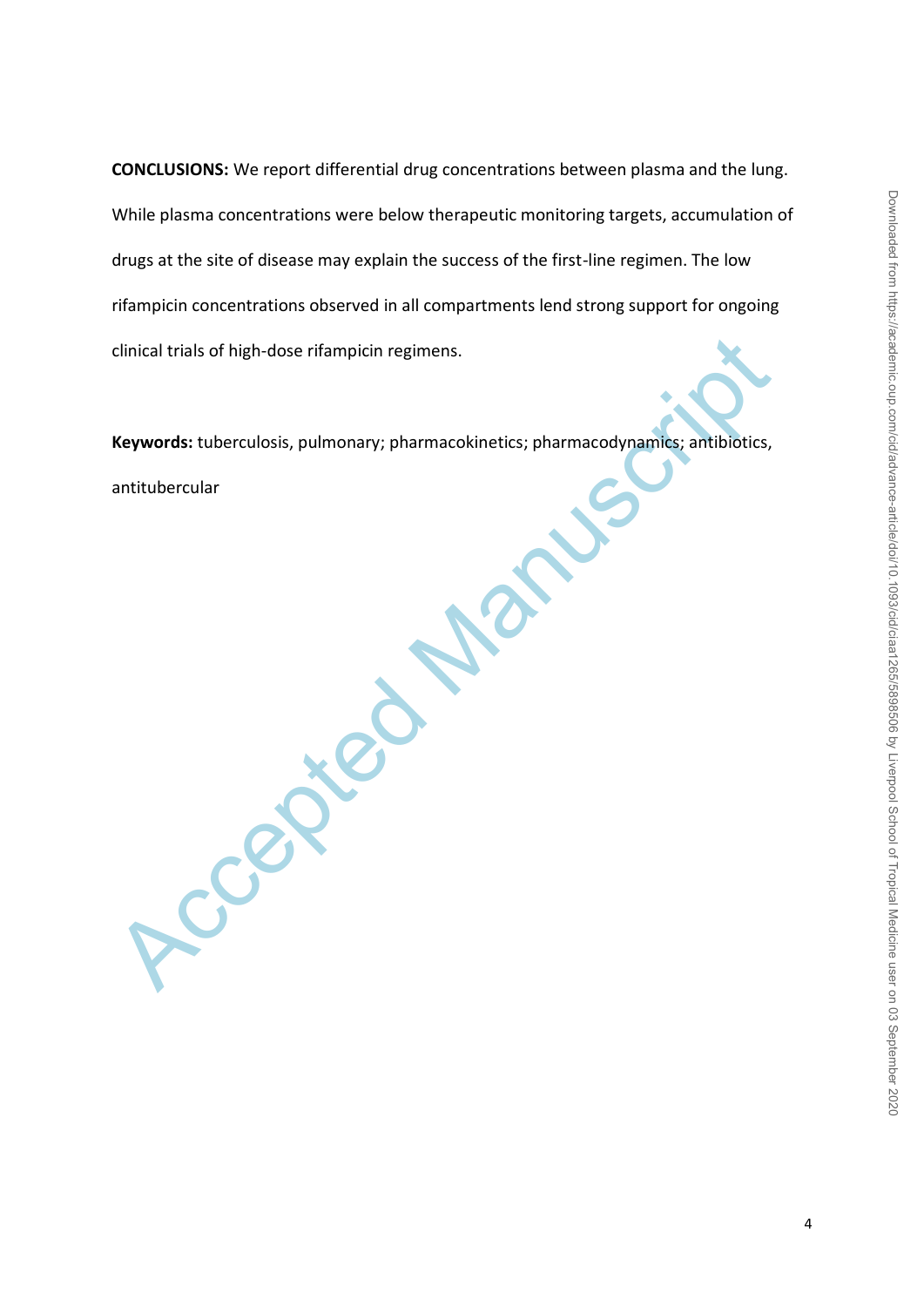**CONCLUSIONS:** We report differential drug concentrations between plasma and the lung. While plasma concentrations were below therapeutic monitoring targets, accumulation of drugs at the site of disease may explain the success of the first-line regimen. The low rifampicin concentrations observed in all compartments lend strong support for ongoing clinical trials of high-dose rifampicin regimens.

**Keywords:** tuberculosis, pulmonary; pharmacokinetics; pharmacodynamics; antibiotics, antitubercular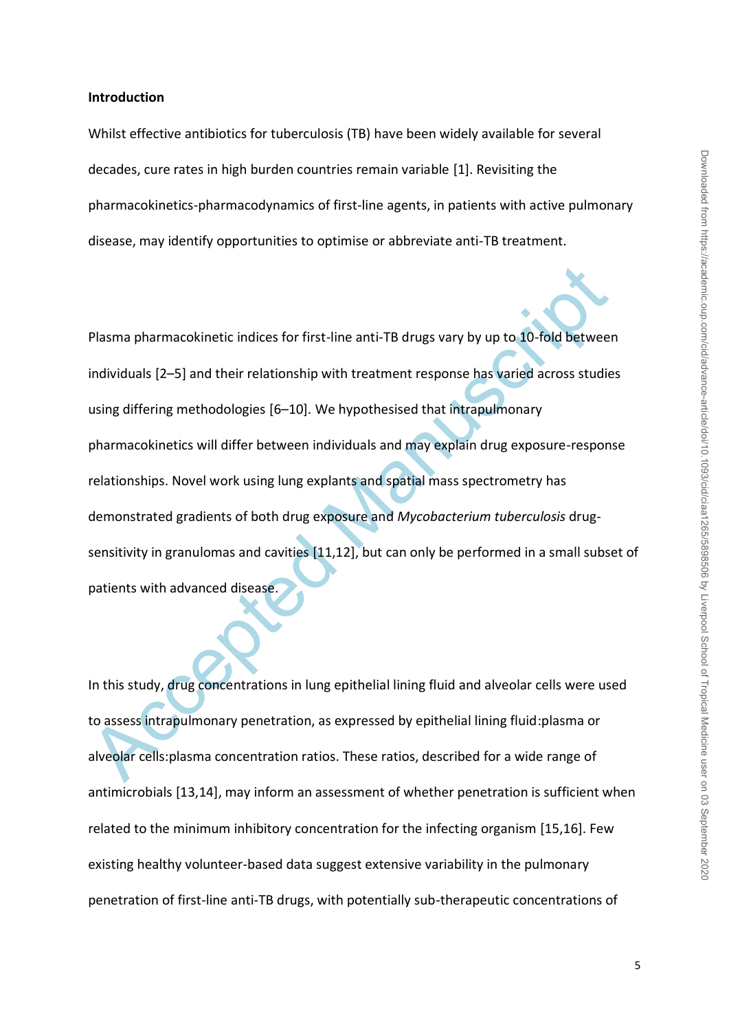## Introduction

Whilst effective antibiotics for tuberculosis (TB) have been widely available for several decades, cure rates in high burden countries remain variable [1]. Revisiting the pharmacokinetics-pharmacodynamics of first-line agents, in patients with active pulmonary disease, may identify opportunities to optimise or abbreviate anti-TB treatment.

Plasma pharmacokinetic indices for first-line anti-TB drugs vary by up to 10-fold between individuals [2–5] and their relationship with treatment response has varied across studies using differing methodologies [6–10]. We hypothesised that intrapulmonary pharmacokinetics will differ between individuals and may explain drug exposure-response relationships. Novel work using lung explants and spatial mass spectrometry has demonstrated gradients of both drug exposure and *Mycobacterium tuberculosis* drug-sensitivity in granulomas and cavities [11,12], but can only be performed in a small subset of patients with advanced disease.

In this study, drug concentrations in lung epithelial lining fluid and alveolar cells were used to assess intrapulmonary penetration, as expressed by epithelial lining fluid:plasma or alveolar cells:plasma concentration ratios. These ratios, described for a wide range of antimicrobials [13,14], may inform an assessment of whether penetration is sufficient when related to the minimum inhibitory concentration for the infecting organism [15,16]. Few existing healthy volunteer-based data suggest extensive variability in the pulmonary penetration of first-line anti-TB drugs, with potentially sub-therapeutic concentrations of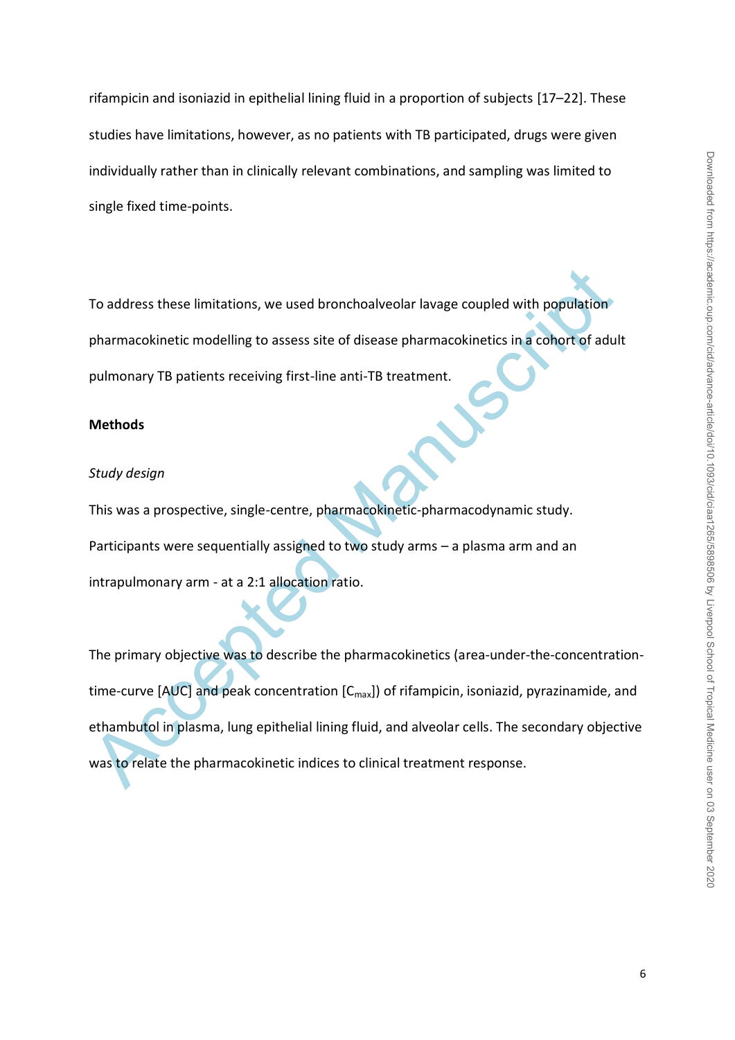rifampicin and isoniazid in epithelial lining fluid in a proportion of subjects [17–22]. These studies have limitations, however, as no patients with TB participated, drugs were given individually rather than in clinically relevant combinations, and sampling was limited to single fixed time-points.

To address these limitations, we used bronchoalveolar lavage coupled with population pharmacokinetic modelling to assess site of disease pharmacokinetics in a cohort of adult pulmonary TB patients receiving first-line anti-TB treatment.

## Methods

### *Study design*

This was a prospective, single-centre, pharmacokinetic-pharmacodynamic study. Participants were sequentially assigned to two study arms – a plasma arm and an intrapulmonary arm - at a 2:1 allocation ratio.

The primary objective was to describe the pharmacokinetics (area-under-the-concentration-time-curve [AUC] and peak concentration [$C_{max}$]) of rifampicin, isoniazid, pyrazinamide, and ethambutol in plasma, lung epithelial lining fluid, and alveolar cells. The secondary objective was to relate the pharmacokinetic indices to clinical treatment response.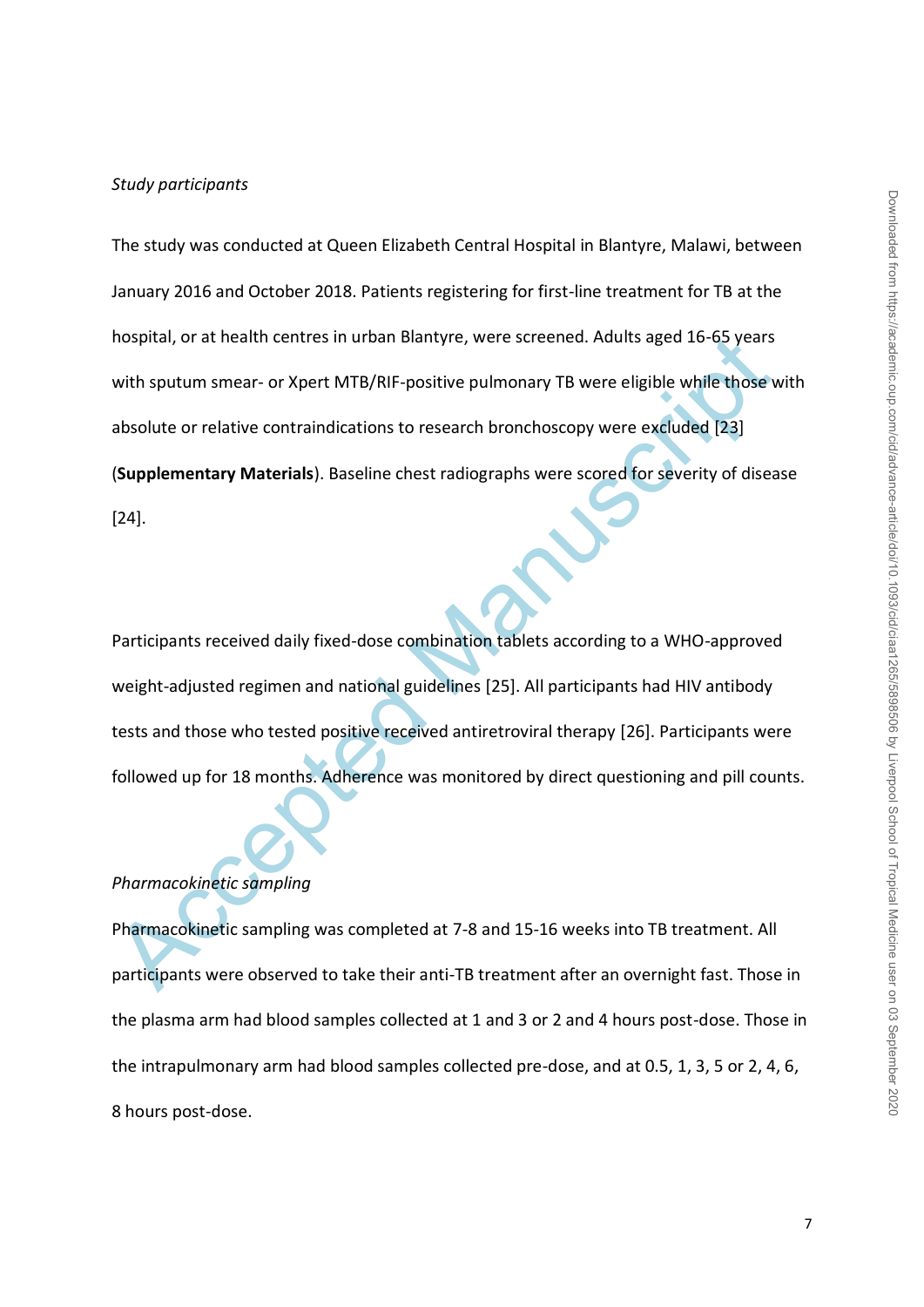*Study participants*

The study was conducted at Queen Elizabeth Central Hospital in Blantyre, Malawi, between January 2016 and October 2018. Patients registering for first-line treatment for TB at the hospital, or at health centres in urban Blantyre, were screened. Adults aged 16-65 years with sputum smear- or Xpert MTB/RIF-positive pulmonary TB were eligible while those with absolute or relative contraindications to research bronchoscopy were excluded [23] (**Supplementary Materials**). Baseline chest radiographs were scored for severity of disease [24].

Participants received daily fixed-dose combination tablets according to a WHO-approved weight-adjusted regimen and national guidelines [25]. All participants had HIV antibody tests and those who tested positive received antiretroviral therapy [26]. Participants were followed up for 18 months. Adherence was monitored by direct questioning and pill counts.

*Pharmacokinetic sampling*

Pharmacokinetic sampling was completed at 7-8 and 15-16 weeks into TB treatment. All participants were observed to take their anti-TB treatment after an overnight fast. Those in the plasma arm had blood samples collected at 1 and 3 or 2 and 4 hours post-dose. Those in the intrapulmonary arm had blood samples collected pre-dose, and at 0.5, 1, 3, 5 or 2, 4, 6, 8 hours post-dose.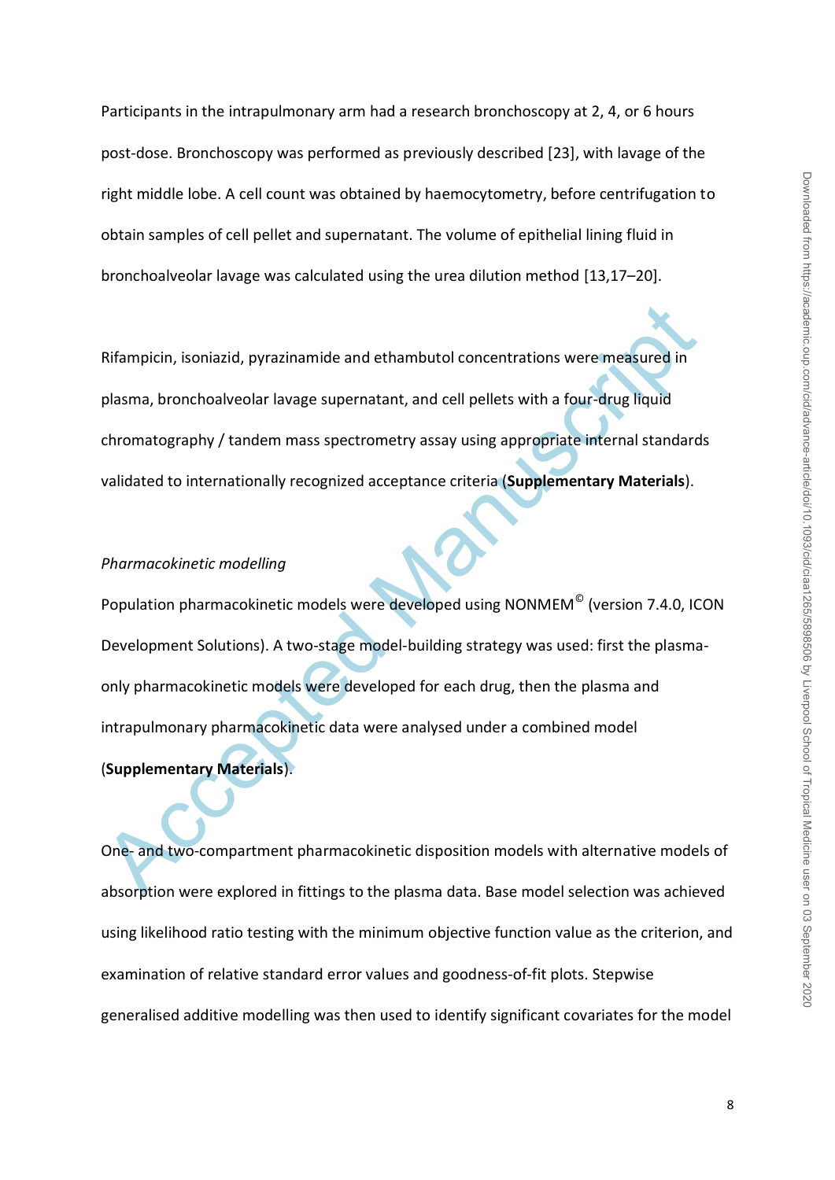Participants in the intrapulmonary arm had a research bronchoscopy at 2, 4, or 6 hours post-dose. Bronchoscopy was performed as previously described [23], with lavage of the right middle lobe. A cell count was obtained by haemocytometry, before centrifugation to obtain samples of cell pellet and supernatant. The volume of epithelial lining fluid in bronchoalveolar lavage was calculated using the urea dilution method [13,17–20].

Rifampicin, isoniazid, pyrazinamide and ethambutol concentrations were measured in plasma, bronchoalveolar lavage supernatant, and cell pellets with a four-drug liquid chromatography / tandem mass spectrometry assay using appropriate internal standards validated to internationally recognized acceptance criteria (**Supplementary Materials**).

*Pharmacokinetic modelling*

Population pharmacokinetic models were developed using NONMEM© (version 7.4.0, ICON Development Solutions). A two-stage model-building strategy was used: first the plasma-only pharmacokinetic models were developed for each drug, then the plasma and intrapulmonary pharmacokinetic data were analysed under a combined model (**Supplementary Materials**).

One- and two-compartment pharmacokinetic disposition models with alternative models of absorption were explored in fittings to the plasma data. Base model selection was achieved using likelihood ratio testing with the minimum objective function value as the criterion, and examination of relative standard error values and goodness-of-fit plots. Stepwise generalised additive modelling was then used to identify significant covariates for the model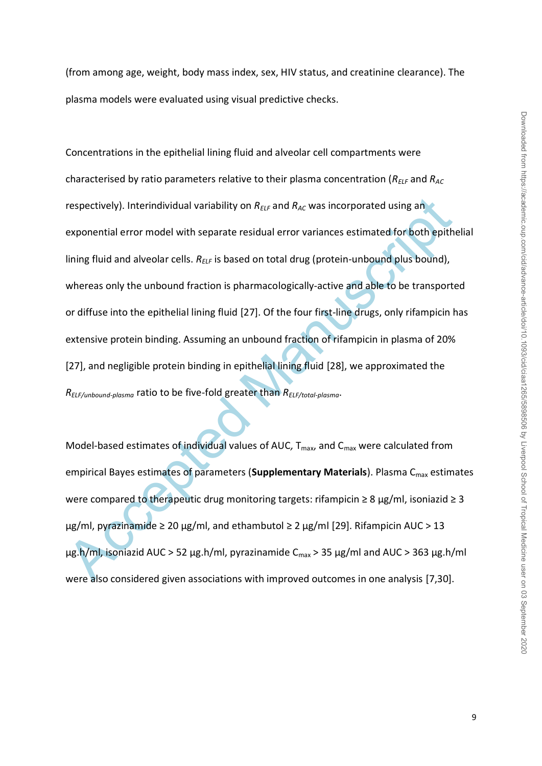(from among age, weight, body mass index, sex, HIV status, and creatinine clearance). The plasma models were evaluated using visual predictive checks.

Concentrations in the epithelial lining fluid and alveolar cell compartments were characterised by ratio parameters relative to their plasma concentration ($R_{ELF}$ and $R_{AC}$ respectively). Interindividual variability on $R_{ELF}$ and $R_{AC}$ was incorporated using an exponential error model with separate residual error variances estimated for both epithelial lining fluid and alveolar cells. $R_{ELF}$ is based on total drug (protein-unbound plus bound), whereas only the unbound fraction is pharmacologically-active and able to be transported or diffuse into the epithelial lining fluid [27]. Of the four first-line drugs, only rifampicin has extensive protein binding. Assuming an unbound fraction of rifampicin in plasma of 20% [27], and negligible protein binding in epithelial lining fluid [28], we approximated the $R_{ELF/unbound\text{-}plasma}$ ratio to be five-fold greater than $R_{ELF/total\text{-}plasma}$.

Model-based estimates of individual values of AUC, $T_{max}$, and $C_{max}$ were calculated from empirical Bayes estimates of parameters (**Supplementary Materials**). Plasma $C_{max}$ estimates were compared to therapeutic drug monitoring targets: rifampicin ≥ 8 µg/ml, isoniazid ≥ 3 µg/ml, pyrazinamide ≥ 20 µg/ml, and ethambutol ≥ 2 µg/ml [29]. Rifampicin AUC > 13 µg.h/ml, isoniazid AUC > 52 µg.h/ml, pyrazinamide $C_{max}$ > 35 µg/ml and AUC > 363 µg.h/ml were also considered given associations with improved outcomes in one analysis [7,30].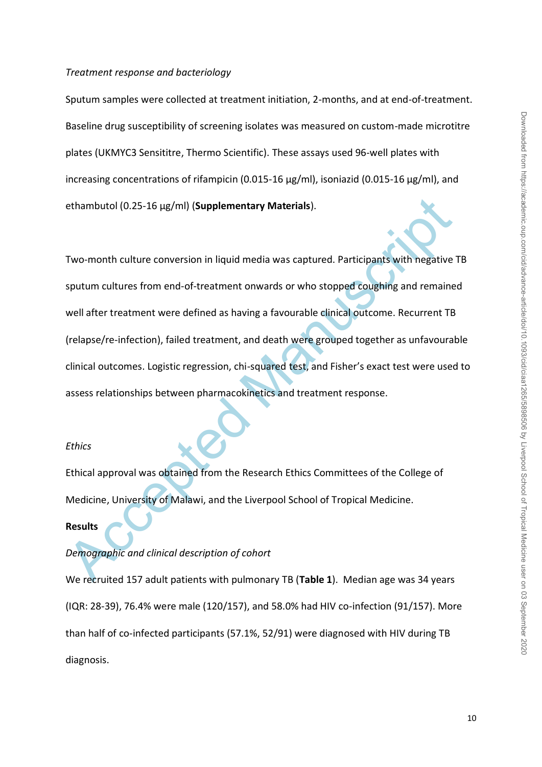*Treatment response and bacteriology*

Sputum samples were collected at treatment initiation, 2-months, and at end-of-treatment. Baseline drug susceptibility of screening isolates was measured on custom-made microtitre plates (UKMYC3 Sensititre, Thermo Scientific). These assays used 96-well plates with increasing concentrations of rifampicin (0.015-16 μg/ml), isoniazid (0.015-16 μg/ml), and ethambutol (0.25-16 μg/ml) (**Supplementary Materials**).

Two-month culture conversion in liquid media was captured. Participants with negative TB sputum cultures from end-of-treatment onwards or who stopped coughing and remained well after treatment were defined as having a favourable clinical outcome. Recurrent TB (relapse/re-infection), failed treatment, and death were grouped together as unfavourable clinical outcomes. Logistic regression, chi-squared test, and Fisher's exact test were used to assess relationships between pharmacokinetics and treatment response.

*Ethics*

Ethical approval was obtained from the Research Ethics Committees of the College of Medicine, University of Malawi, and the Liverpool School of Tropical Medicine.

## Results

*Demographic and clinical description of cohort*

We recruited 157 adult patients with pulmonary TB (**Table 1**). Median age was 34 years (IQR: 28-39), 76.4% were male (120/157), and 58.0% had HIV co-infection (91/157). More than half of co-infected participants (57.1%, 52/91) were diagnosed with HIV during TB diagnosis.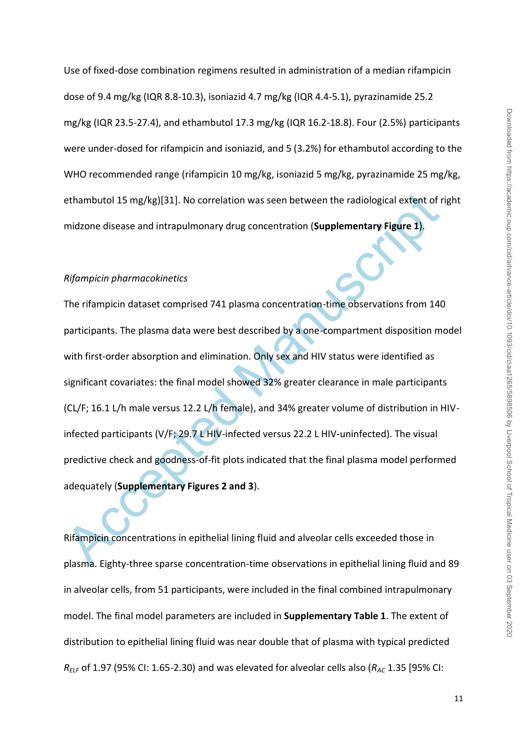Use of fixed-dose combination regimens resulted in administration of a median rifampicin dose of 9.4 mg/kg (IQR 8.8-10.3), isoniazid 4.7 mg/kg (IQR 4.4-5.1), pyrazinamide 25.2 mg/kg (IQR 23.5-27.4), and ethambutol 17.3 mg/kg (IQR 16.2-18.8). Four (2.5%) participants were under-dosed for rifampicin and isoniazid, and 5 (3.2%) for ethambutol according to the WHO recommended range (rifampicin 10 mg/kg, isoniazid 5 mg/kg, pyrazinamide 25 mg/kg, ethambutol 15 mg/kg)[31]. No correlation was seen between the radiological extent of right midzone disease and intrapulmonary drug concentration (**Supplementary Figure 1**).

*Rifampicin pharmacokinetics*

The rifampicin dataset comprised 741 plasma concentration-time observations from 140 participants. The plasma data were best described by a one-compartment disposition model with first-order absorption and elimination. Only sex and HIV status were identified as significant covariates: the final model showed 32% greater clearance in male participants (CL/F; 16.1 L/h male versus 12.2 L/h female), and 34% greater volume of distribution in HIV-infected participants (V/F; 29.7 L HIV-infected versus 22.2 L HIV-uninfected). The visual predictive check and goodness-of-fit plots indicated that the final plasma model performed adequately (**Supplementary Figures 2 and 3**).

Rifampicin concentrations in epithelial lining fluid and alveolar cells exceeded those in plasma. Eighty-three sparse concentration-time observations in epithelial lining fluid and 89 in alveolar cells, from 51 participants, were included in the final combined intrapulmonary model. The final model parameters are included in **Supplementary Table 1**. The extent of distribution to epithelial lining fluid was near double that of plasma with typical predicted $R_{ELF}$ of 1.97 (95% CI: 1.65-2.30) and was elevated for alveolar cells also ($R_{AC}$ 1.35 [95% CI: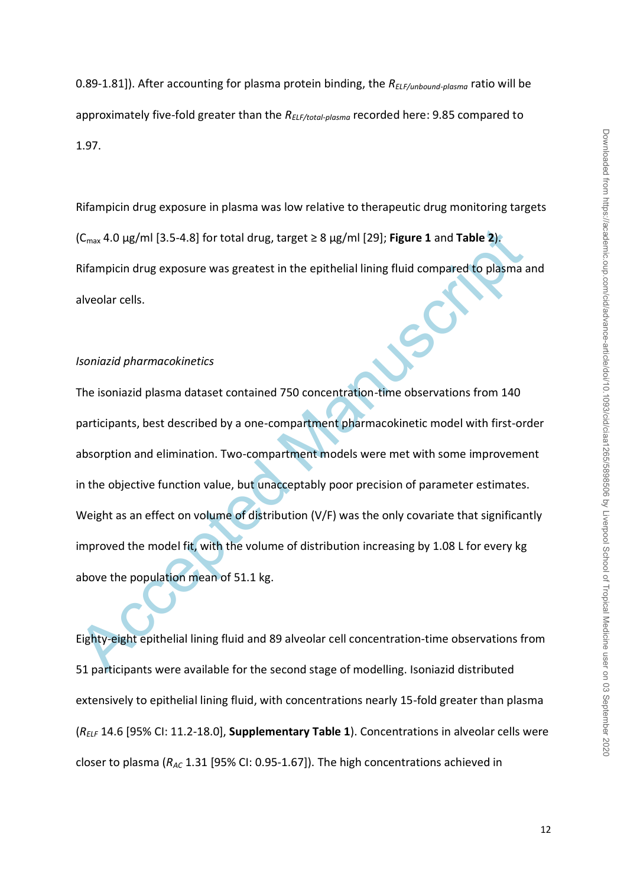0.89-1.81]). After accounting for plasma protein binding, the $R_{ELF/unbound\text{-}plasma}$ ratio will be approximately five-fold greater than the $R_{ELF/total\text{-}plasma}$ recorded here: 9.85 compared to 1.97.

Rifampicin drug exposure in plasma was low relative to therapeutic drug monitoring targets ($C_{max}$ 4.0 µg/ml [3.5-4.8] for total drug, target ≥ 8 µg/ml [29]; **Figure 1** and **Table 2**). Rifampicin drug exposure was greatest in the epithelial lining fluid compared to plasma and alveolar cells.

*Isoniazid pharmacokinetics*

The isoniazid plasma dataset contained 750 concentration-time observations from 140 participants, best described by a one-compartment pharmacokinetic model with first-order absorption and elimination. Two-compartment models were met with some improvement in the objective function value, but unacceptably poor precision of parameter estimates. Weight as an effect on volume of distribution (V/F) was the only covariate that significantly improved the model fit, with the volume of distribution increasing by 1.08 L for every kg above the population mean of 51.1 kg.

Eighty-eight epithelial lining fluid and 89 alveolar cell concentration-time observations from 51 participants were available for the second stage of modelling. Isoniazid distributed extensively to epithelial lining fluid, with concentrations nearly 15-fold greater than plasma ($R_{ELF}$ 14.6 [95% CI: 11.2-18.0], **Supplementary Table 1**). Concentrations in alveolar cells were closer to plasma ($R_{AC}$ 1.31 [95% CI: 0.95-1.67]). The high concentrations achieved in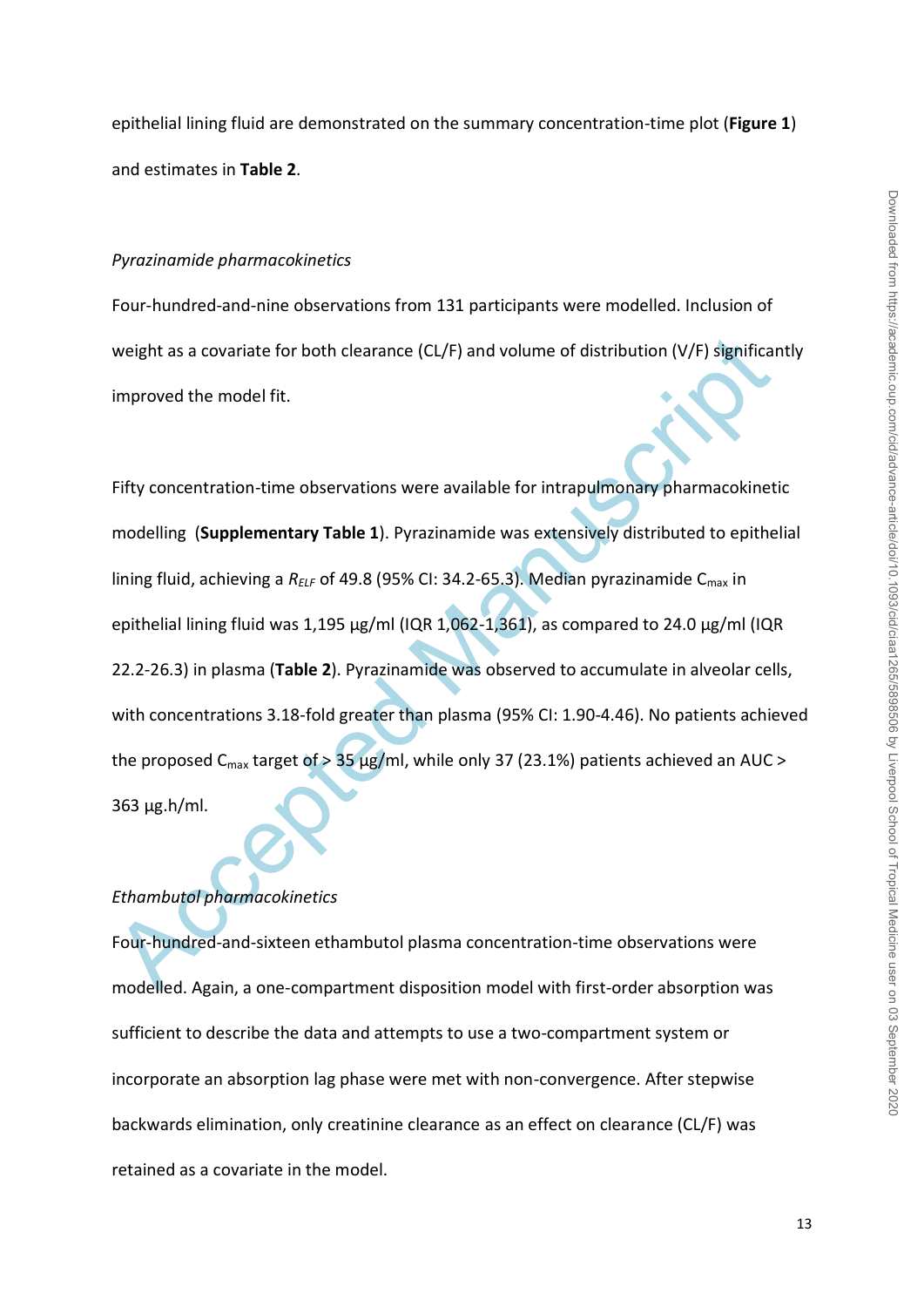epithelial lining fluid are demonstrated on the summary concentration-time plot (**Figure 1**) and estimates in **Table 2**.

*Pyrazinamide pharmacokinetics*

Four-hundred-and-nine observations from 131 participants were modelled. Inclusion of weight as a covariate for both clearance (CL/F) and volume of distribution (V/F) significantly improved the model fit.

Fifty concentration-time observations were available for intrapulmonary pharmacokinetic modelling (**Supplementary Table 1**). Pyrazinamide was extensively distributed to epithelial lining fluid, achieving a $R_{ELF}$ of 49.8 (95% CI: 34.2-65.3). Median pyrazinamide $C_{max}$ in epithelial lining fluid was 1,195 µg/ml (IQR 1,062-1,361), as compared to 24.0 µg/ml (IQR 22.2-26.3) in plasma (**Table 2**). Pyrazinamide was observed to accumulate in alveolar cells, with concentrations 3.18-fold greater than plasma (95% CI: 1.90-4.46). No patients achieved the proposed $C_{max}$ target of > 35 µg/ml, while only 37 (23.1%) patients achieved an AUC > 363 µg.h/ml.

*Ethambutol pharmacokinetics*

Four-hundred-and-sixteen ethambutol plasma concentration-time observations were modelled. Again, a one-compartment disposition model with first-order absorption was sufficient to describe the data and attempts to use a two-compartment system or incorporate an absorption lag phase were met with non-convergence. After stepwise backwards elimination, only creatinine clearance as an effect on clearance (CL/F) was retained as a covariate in the model.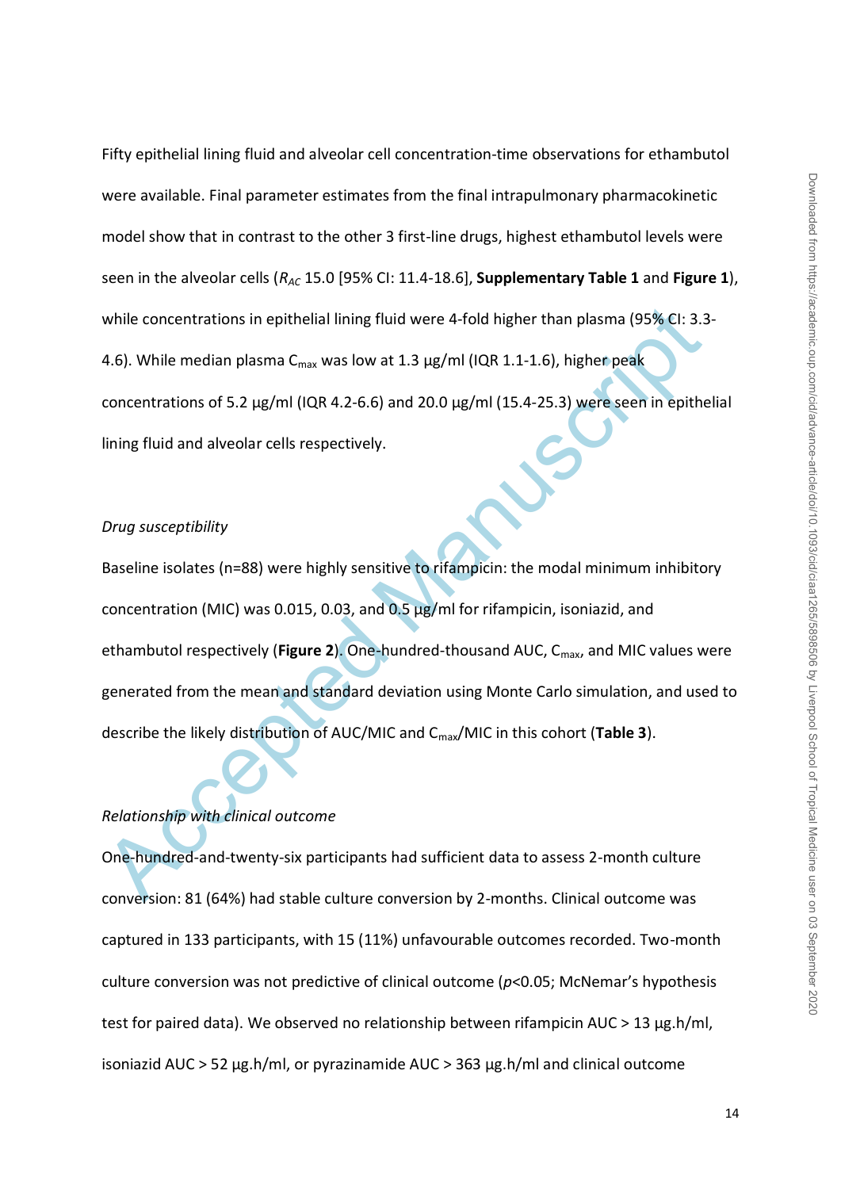Fifty epithelial lining fluid and alveolar cell concentration-time observations for ethambutol were available. Final parameter estimates from the final intrapulmonary pharmacokinetic model show that in contrast to the other 3 first-line drugs, highest ethambutol levels were seen in the alveolar cells ($R_{AC}$ 15.0 [95% CI: 11.4-18.6], **Supplementary Table 1** and **Figure 1**), while concentrations in epithelial lining fluid were 4-fold higher than plasma (95% CI: 3.3-4.6). While median plasma $C_{max}$ was low at 1.3 µg/ml (IQR 1.1-1.6), higher peak concentrations of 5.2 µg/ml (IQR 4.2-6.6) and 20.0 µg/ml (15.4-25.3) were seen in epithelial lining fluid and alveolar cells respectively.

*Drug susceptibility*

Baseline isolates (n=88) were highly sensitive to rifampicin: the modal minimum inhibitory concentration (MIC) was 0.015, 0.03, and 0.5 µg/ml for rifampicin, isoniazid, and ethambutol respectively (**Figure 2**). One-hundred-thousand AUC, $C_{max}$, and MIC values were generated from the mean and standard deviation using Monte Carlo simulation, and used to describe the likely distribution of AUC/MIC and $C_{max}$/MIC in this cohort (**Table 3**).

*Relationship with clinical outcome*

One-hundred-and-twenty-six participants had sufficient data to assess 2-month culture conversion: 81 (64%) had stable culture conversion by 2-months. Clinical outcome was captured in 133 participants, with 15 (11%) unfavourable outcomes recorded. Two-month culture conversion was not predictive of clinical outcome ($p$<0.05; McNemar's hypothesis test for paired data). We observed no relationship between rifampicin AUC > 13 µg.h/ml, isoniazid AUC > 52 µg.h/ml, or pyrazinamide AUC > 363 µg.h/ml and clinical outcome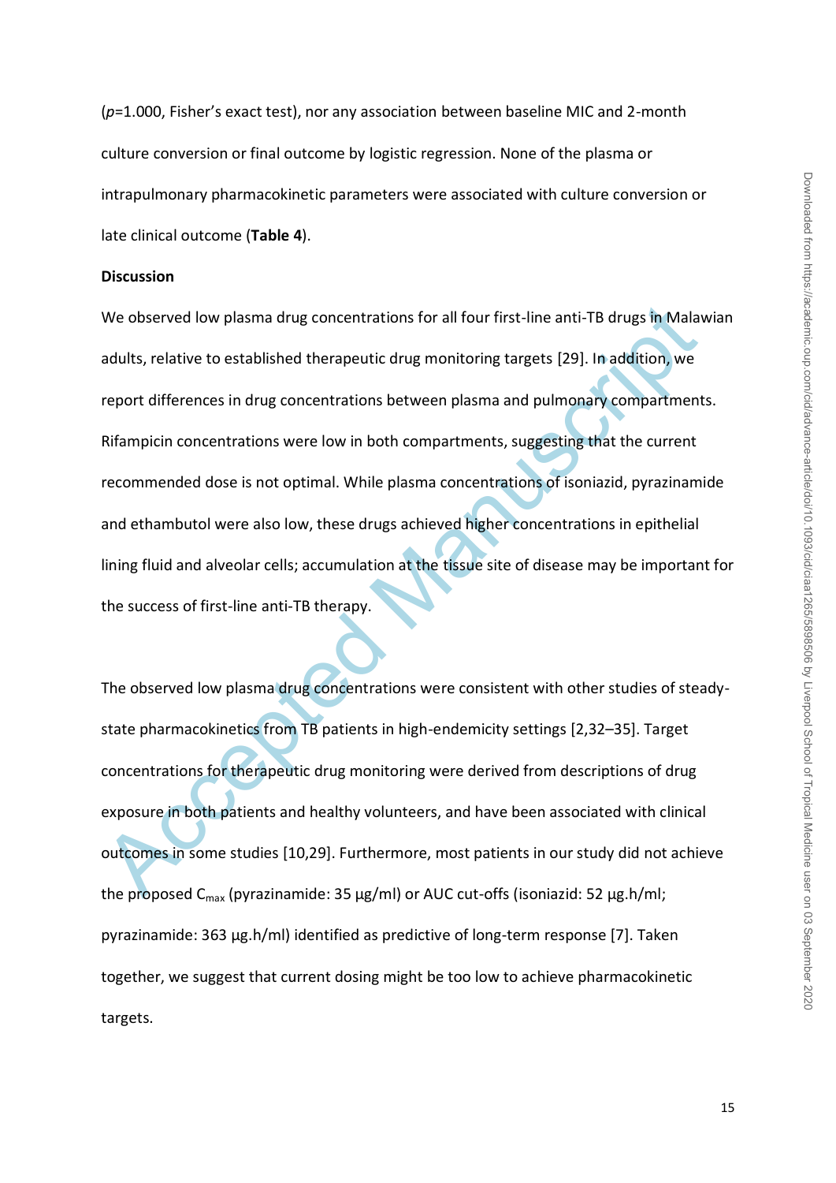($p$=1.000, Fisher's exact test), nor any association between baseline MIC and 2-month culture conversion or final outcome by logistic regression. None of the plasma or intrapulmonary pharmacokinetic parameters were associated with culture conversion or late clinical outcome (**Table 4**).

**Discussion**

We observed low plasma drug concentrations for all four first-line anti-TB drugs in Malawian adults, relative to established therapeutic drug monitoring targets [29]. In addition, we report differences in drug concentrations between plasma and pulmonary compartments. Rifampicin concentrations were low in both compartments, suggesting that the current recommended dose is not optimal. While plasma concentrations of isoniazid, pyrazinamide and ethambutol were also low, these drugs achieved higher concentrations in epithelial lining fluid and alveolar cells; accumulation at the tissue site of disease may be important for the success of first-line anti-TB therapy.

The observed low plasma drug concentrations were consistent with other studies of steady-state pharmacokinetics from TB patients in high-endemicity settings [2,32–35]. Target concentrations for therapeutic drug monitoring were derived from descriptions of drug exposure in both patients and healthy volunteers, and have been associated with clinical outcomes in some studies [10,29]. Furthermore, most patients in our study did not achieve the proposed $C_{max}$ (pyrazinamide: 35 µg/ml) or AUC cut-offs (isoniazid: 52 µg.h/ml; pyrazinamide: 363 µg.h/ml) identified as predictive of long-term response [7]. Taken together, we suggest that current dosing might be too low to achieve pharmacokinetic targets.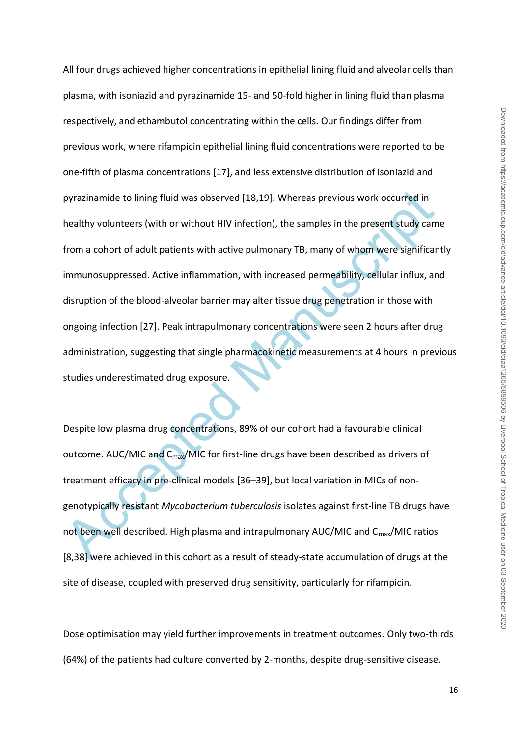All four drugs achieved higher concentrations in epithelial lining fluid and alveolar cells than plasma, with isoniazid and pyrazinamide 15- and 50-fold higher in lining fluid than plasma respectively, and ethambutol concentrating within the cells. Our findings differ from previous work, where rifampicin epithelial lining fluid concentrations were reported to be one-fifth of plasma concentrations [17], and less extensive distribution of isoniazid and pyrazinamide to lining fluid was observed [18,19]. Whereas previous work occurred in healthy volunteers (with or without HIV infection), the samples in the present study came from a cohort of adult patients with active pulmonary TB, many of whom were significantly immunosuppressed. Active inflammation, with increased permeability, cellular influx, and disruption of the blood-alveolar barrier may alter tissue drug penetration in those with ongoing infection [27]. Peak intrapulmonary concentrations were seen 2 hours after drug administration, suggesting that single pharmacokinetic measurements at 4 hours in previous studies underestimated drug exposure.

Despite low plasma drug concentrations, 89% of our cohort had a favourable clinical outcome. AUC/MIC and $C_{max}$/MIC for first-line drugs have been described as drivers of treatment efficacy in pre-clinical models [36–39], but local variation in MICs of non-genotypically resistant *Mycobacterium tuberculosis* isolates against first-line TB drugs have not been well described. High plasma and intrapulmonary AUC/MIC and $C_{max}$/MIC ratios [8,38] were achieved in this cohort as a result of steady-state accumulation of drugs at the site of disease, coupled with preserved drug sensitivity, particularly for rifampicin.

Dose optimisation may yield further improvements in treatment outcomes. Only two-thirds (64%) of the patients had culture converted by 2-months, despite drug-sensitive disease,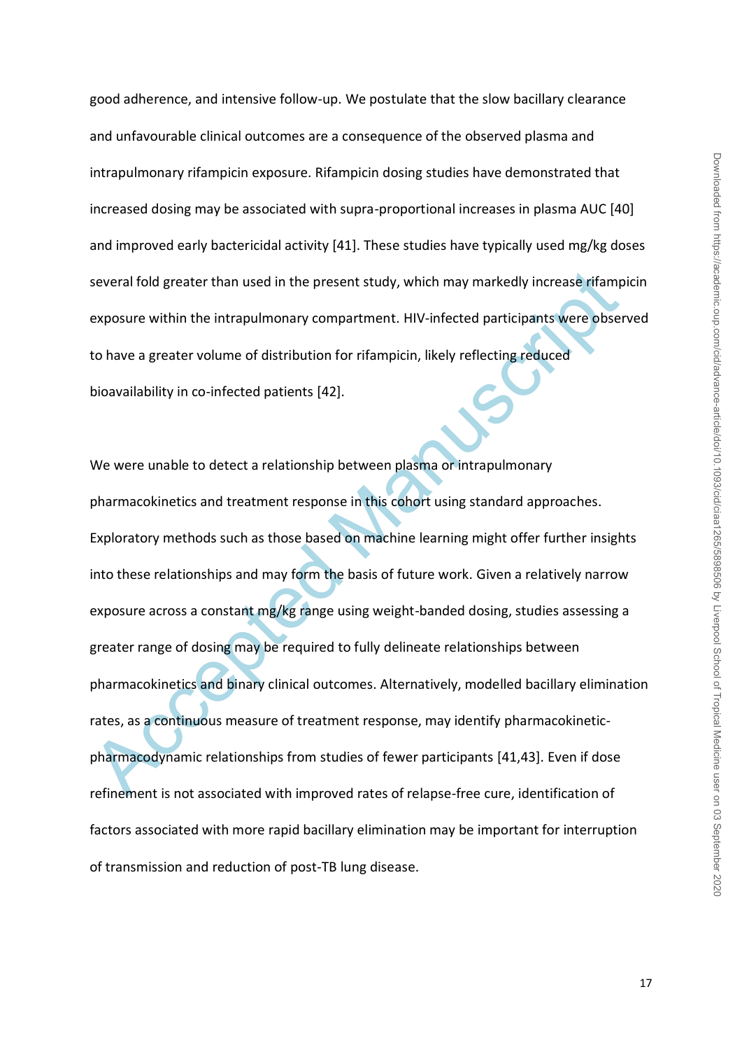good adherence, and intensive follow-up. We postulate that the slow bacillary clearance and unfavourable clinical outcomes are a consequence of the observed plasma and intrapulmonary rifampicin exposure. Rifampicin dosing studies have demonstrated that increased dosing may be associated with supra-proportional increases in plasma AUC [40] and improved early bactericidal activity [41]. These studies have typically used mg/kg doses several fold greater than used in the present study, which may markedly increase rifampicin exposure within the intrapulmonary compartment. HIV-infected participants were observed to have a greater volume of distribution for rifampicin, likely reflecting reduced bioavailability in co-infected patients [42].

We were unable to detect a relationship between plasma or intrapulmonary pharmacokinetics and treatment response in this cohort using standard approaches. Exploratory methods such as those based on machine learning might offer further insights into these relationships and may form the basis of future work. Given a relatively narrow exposure across a constant mg/kg range using weight-banded dosing, studies assessing a greater range of dosing may be required to fully delineate relationships between pharmacokinetics and binary clinical outcomes. Alternatively, modelled bacillary elimination rates, as a continuous measure of treatment response, may identify pharmacokinetic-pharmacodynamic relationships from studies of fewer participants [41,43]. Even if dose refinement is not associated with improved rates of relapse-free cure, identification of factors associated with more rapid bacillary elimination may be important for interruption of transmission and reduction of post-TB lung disease.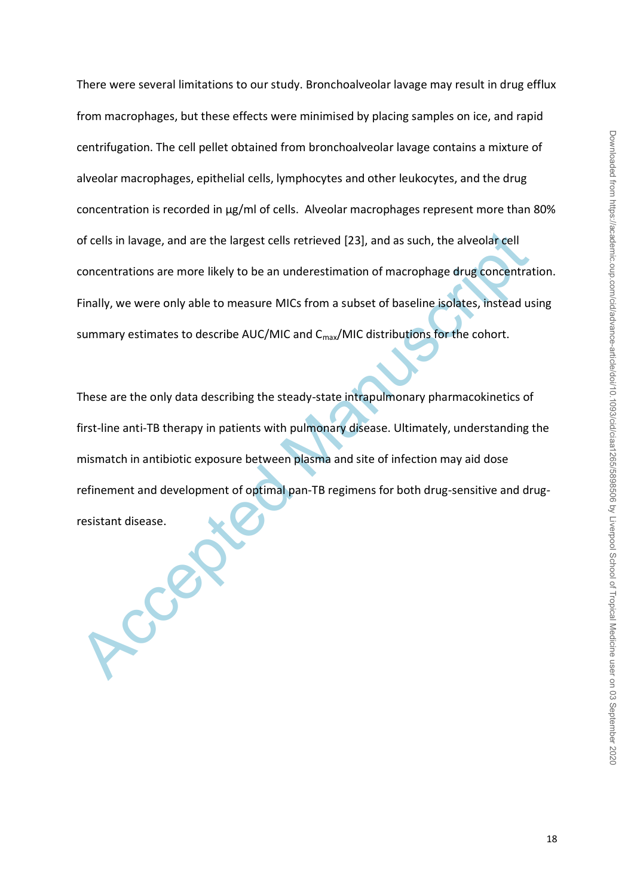There were several limitations to our study. Bronchoalveolar lavage may result in drug efflux from macrophages, but these effects were minimised by placing samples on ice, and rapid centrifugation. The cell pellet obtained from bronchoalveolar lavage contains a mixture of alveolar macrophages, epithelial cells, lymphocytes and other leukocytes, and the drug concentration is recorded in µg/ml of cells. Alveolar macrophages represent more than 80% of cells in lavage, and are the largest cells retrieved [23], and as such, the alveolar cell concentrations are more likely to be an underestimation of macrophage drug concentration. Finally, we were only able to measure MICs from a subset of baseline isolates, instead using summary estimates to describe AUC/MIC and $C_{max}$/MIC distributions for the cohort.

These are the only data describing the steady-state intrapulmonary pharmacokinetics of first-line anti-TB therapy in patients with pulmonary disease. Ultimately, understanding the mismatch in antibiotic exposure between plasma and site of infection may aid dose refinement and development of optimal pan-TB regimens for both drug-sensitive and drug-resistant disease.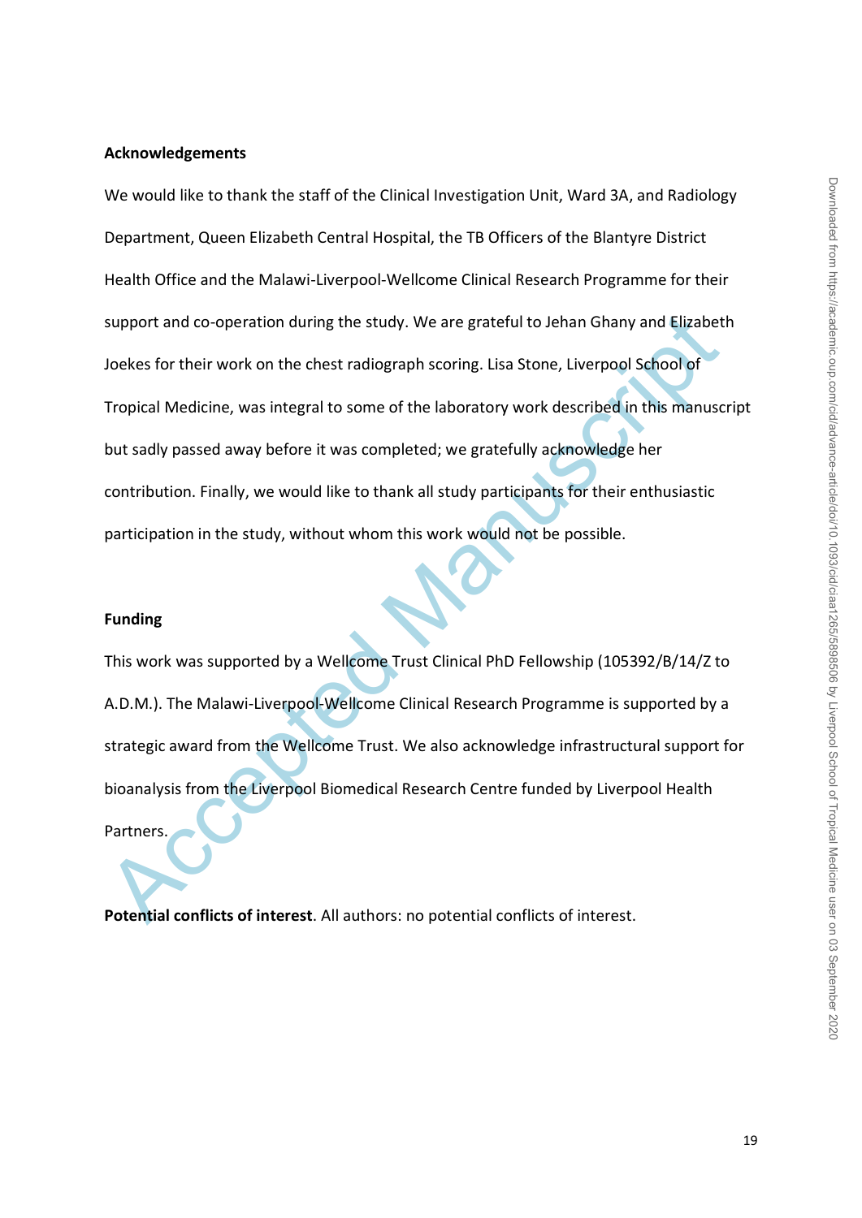**Acknowledgements**

We would like to thank the staff of the Clinical Investigation Unit, Ward 3A, and Radiology Department, Queen Elizabeth Central Hospital, the TB Officers of the Blantyre District Health Office and the Malawi-Liverpool-Wellcome Clinical Research Programme for their support and co-operation during the study. We are grateful to Jehan Ghany and Elizabeth Joekes for their work on the chest radiograph scoring. Lisa Stone, Liverpool School of Tropical Medicine, was integral to some of the laboratory work described in this manuscript but sadly passed away before it was completed; we gratefully acknowledge her contribution. Finally, we would like to thank all study participants for their enthusiastic participation in the study, without whom this work would not be possible.

**Funding**

This work was supported by a Wellcome Trust Clinical PhD Fellowship (105392/B/14/Z to A.D.M.). The Malawi-Liverpool-Wellcome Clinical Research Programme is supported by a strategic award from the Wellcome Trust. We also acknowledge infrastructural support for bioanalysis from the Liverpool Biomedical Research Centre funded by Liverpool Health Partners.

**Potential conflicts of interest**. All authors: no potential conflicts of interest.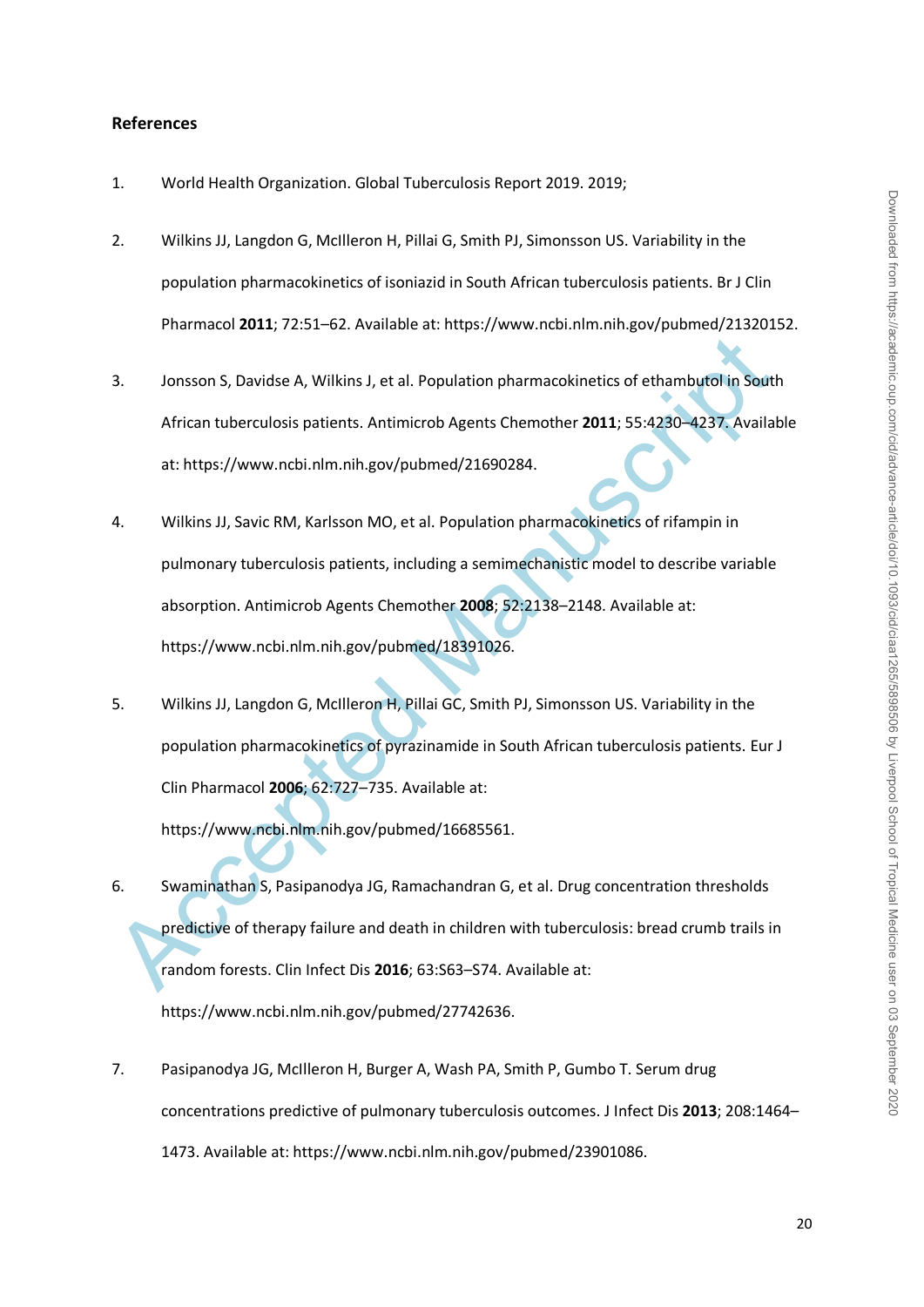## References

1. World Health Organization. Global Tuberculosis Report 2019. 2019;

2. Wilkins JJ, Langdon G, McIlleron H, Pillai G, Smith PJ, Simonsson US. Variability in the population pharmacokinetics of isoniazid in South African tuberculosis patients. Br J Clin Pharmacol **2011**; 72:51–62. Available at: https://www.ncbi.nlm.nih.gov/pubmed/21320152.

3. Jonsson S, Davidse A, Wilkins J, et al. Population pharmacokinetics of ethambutol in South African tuberculosis patients. Antimicrob Agents Chemother **2011**; 55:4230–4237. Available at: https://www.ncbi.nlm.nih.gov/pubmed/21690284.

4. Wilkins JJ, Savic RM, Karlsson MO, et al. Population pharmacokinetics of rifampin in pulmonary tuberculosis patients, including a semimechanistic model to describe variable absorption. Antimicrob Agents Chemother **2008**; 52:2138–2148. Available at: https://www.ncbi.nlm.nih.gov/pubmed/18391026.

5. Wilkins JJ, Langdon G, McIlleron H, Pillai GC, Smith PJ, Simonsson US. Variability in the population pharmacokinetics of pyrazinamide in South African tuberculosis patients. Eur J Clin Pharmacol **2006**; 62:727–735. Available at: https://www.ncbi.nlm.nih.gov/pubmed/16685561.

6. Swaminathan S, Pasipanodya JG, Ramachandran G, et al. Drug concentration thresholds predictive of therapy failure and death in children with tuberculosis: bread crumb trails in random forests. Clin Infect Dis **2016**; 63:S63–S74. Available at: https://www.ncbi.nlm.nih.gov/pubmed/27742636.

7. Pasipanodya JG, McIlleron H, Burger A, Wash PA, Smith P, Gumbo T. Serum drug concentrations predictive of pulmonary tuberculosis outcomes. J Infect Dis **2013**; 208:1464–1473. Available at: https://www.ncbi.nlm.nih.gov/pubmed/23901086.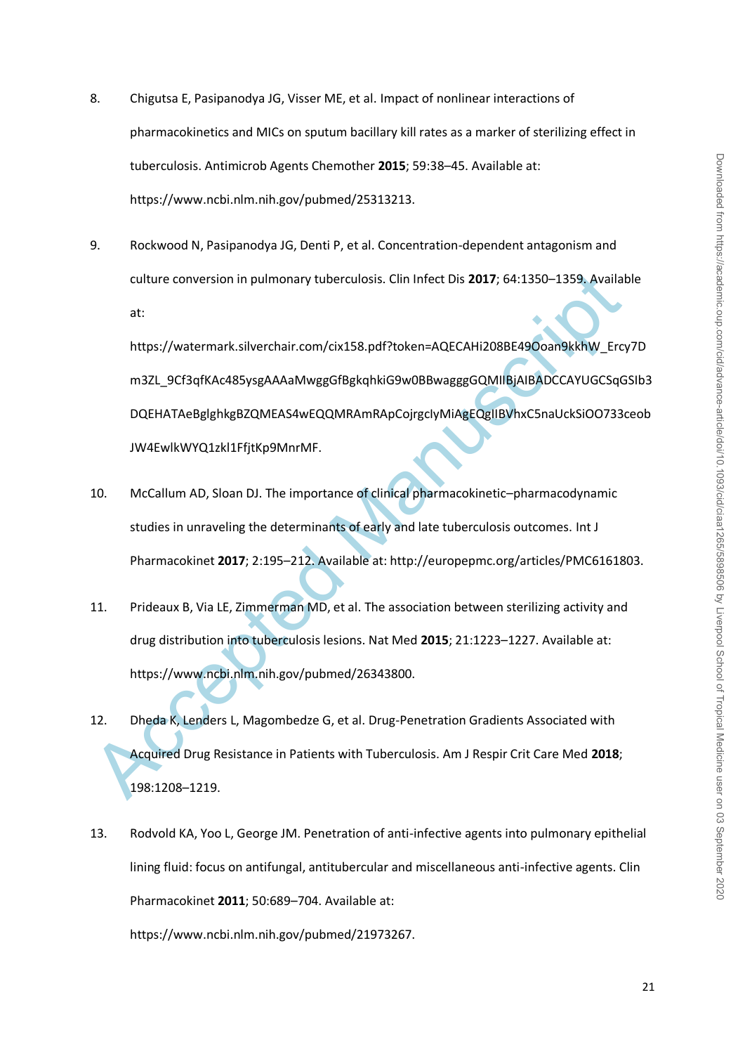8. Chigutsa E, Pasipanodya JG, Visser ME, et al. Impact of nonlinear interactions of pharmacokinetics and MICs on sputum bacillary kill rates as a marker of sterilizing effect in tuberculosis. Antimicrob Agents Chemother **2015**; 59:38–45. Available at: https://www.ncbi.nlm.nih.gov/pubmed/25313213.

9. Rockwood N, Pasipanodya JG, Denti P, et al. Concentration-dependent antagonism and culture conversion in pulmonary tuberculosis. Clin Infect Dis **2017**; 64:1350–1359. Available at: https://watermark.silverchair.com/cix158.pdf?token=AQECAHi208BE49Ooan9kkhW_Ercy7Dm3ZL_9Cf3qfKAc485ysgAAAaMwggGfBgkqhkiG9w0BBwagggGQMIIBjAIBADCCAYUGCSqGSIb3DQEHATAeBglghkgBZQMEAS4wEQQMRAmRApCojrgclyMiAgEQgIIBVhxC5naUckSiOO733ceobJW4EwlkWYQ1zkl1FfjtKp9MnrMF.

10. McCallum AD, Sloan DJ. The importance of clinical pharmacokinetic–pharmacodynamic studies in unraveling the determinants of early and late tuberculosis outcomes. Int J Pharmacokinet **2017**; 2:195–212. Available at: http://europepmc.org/articles/PMC6161803.

11. Prideaux B, Via LE, Zimmerman MD, et al. The association between sterilizing activity and drug distribution into tuberculosis lesions. Nat Med **2015**; 21:1223–1227. Available at: https://www.ncbi.nlm.nih.gov/pubmed/26343800.

12. Dheda K, Lenders L, Magombedze G, et al. Drug-Penetration Gradients Associated with Acquired Drug Resistance in Patients with Tuberculosis. Am J Respir Crit Care Med **2018**; 198:1208–1219.

13. Rodvold KA, Yoo L, George JM. Penetration of anti-infective agents into pulmonary epithelial lining fluid: focus on antifungal, antitubercular and miscellaneous anti-infective agents. Clin Pharmacokinet **2011**; 50:689–704. Available at: https://www.ncbi.nlm.nih.gov/pubmed/21973267.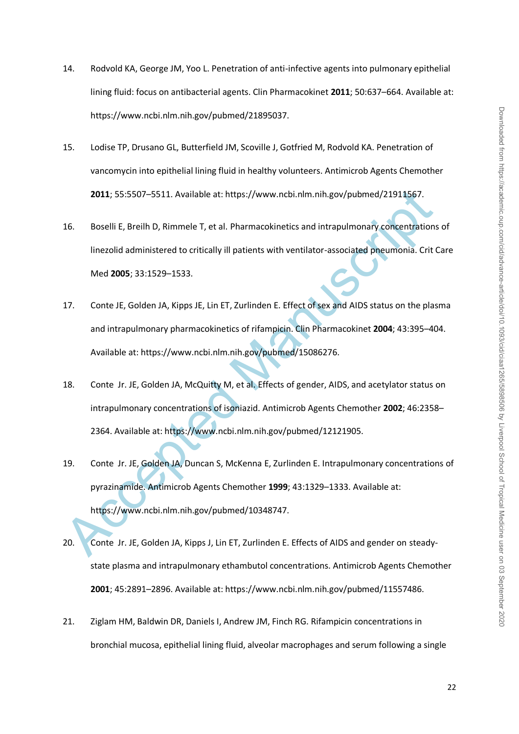14. Rodvold KA, George JM, Yoo L. Penetration of anti-infective agents into pulmonary epithelial lining fluid: focus on antibacterial agents. Clin Pharmacokinet **2011**; 50:637–664. Available at: https://www.ncbi.nlm.nih.gov/pubmed/21895037.

15. Lodise TP, Drusano GL, Butterfield JM, Scoville J, Gotfried M, Rodvold KA. Penetration of vancomycin into epithelial lining fluid in healthy volunteers. Antimicrob Agents Chemother **2011**; 55:5507–5511. Available at: https://www.ncbi.nlm.nih.gov/pubmed/21911567.

16. Boselli E, Breilh D, Rimmele T, et al. Pharmacokinetics and intrapulmonary concentrations of linezolid administered to critically ill patients with ventilator-associated pneumonia. Crit Care Med **2005**; 33:1529–1533.

17. Conte JE, Golden JA, Kipps JE, Lin ET, Zurlinden E. Effect of sex and AIDS status on the plasma and intrapulmonary pharmacokinetics of rifampicin. Clin Pharmacokinet **2004**; 43:395–404. Available at: https://www.ncbi.nlm.nih.gov/pubmed/15086276.

18. Conte Jr. JE, Golden JA, McQuitty M, et al. Effects of gender, AIDS, and acetylator status on intrapulmonary concentrations of isoniazid. Antimicrob Agents Chemother **2002**; 46:2358–2364. Available at: https://www.ncbi.nlm.nih.gov/pubmed/12121905.

19. Conte Jr. JE, Golden JA, Duncan S, McKenna E, Zurlinden E. Intrapulmonary concentrations of pyrazinamide. Antimicrob Agents Chemother **1999**; 43:1329–1333. Available at: https://www.ncbi.nlm.nih.gov/pubmed/10348747.

20. Conte Jr. JE, Golden JA, Kipps J, Lin ET, Zurlinden E. Effects of AIDS and gender on steady-state plasma and intrapulmonary ethambutol concentrations. Antimicrob Agents Chemother **2001**; 45:2891–2896. Available at: https://www.ncbi.nlm.nih.gov/pubmed/11557486.

21. Ziglam HM, Baldwin DR, Daniels I, Andrew JM, Finch RG. Rifampicin concentrations in bronchial mucosa, epithelial lining fluid, alveolar macrophages and serum following a single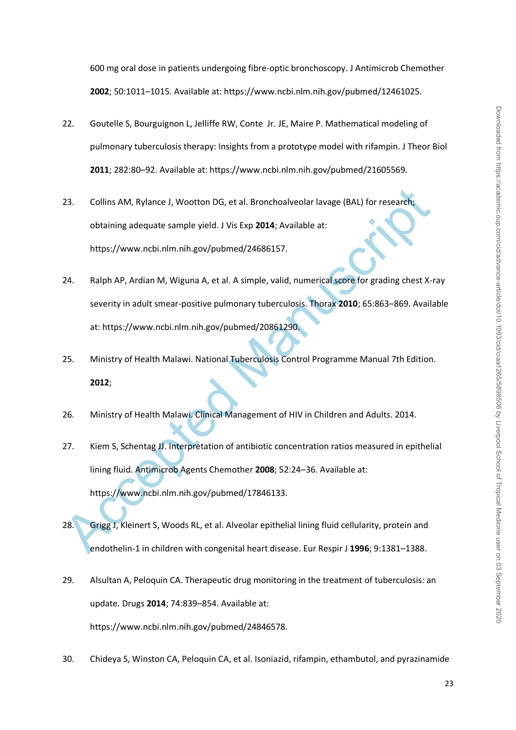600 mg oral dose in patients undergoing fibre-optic bronchoscopy. J Antimicrob Chemother **2002**; 50:1011–1015. Available at: https://www.ncbi.nlm.nih.gov/pubmed/12461025.

22. Goutelle S, Bourguignon L, Jelliffe RW, Conte Jr. JE, Maire P. Mathematical modeling of pulmonary tuberculosis therapy: Insights from a prototype model with rifampin. J Theor Biol **2011**; 282:80–92. Available at: https://www.ncbi.nlm.nih.gov/pubmed/21605569.

23. Collins AM, Rylance J, Wootton DG, et al. Bronchoalveolar lavage (BAL) for research; obtaining adequate sample yield. J Vis Exp **2014**; Available at: https://www.ncbi.nlm.nih.gov/pubmed/24686157.

24. Ralph AP, Ardian M, Wiguna A, et al. A simple, valid, numerical score for grading chest X-ray severity in adult smear-positive pulmonary tuberculosis. Thorax **2010**; 65:863–869. Available at: https://www.ncbi.nlm.nih.gov/pubmed/20861290.

25. Ministry of Health Malawi. National Tuberculosis Control Programme Manual 7th Edition. **2012**;

26. Ministry of Health Malawi. Clinical Management of HIV in Children and Adults. 2014.

27. Kiem S, Schentag JJ. Interpretation of antibiotic concentration ratios measured in epithelial lining fluid. Antimicrob Agents Chemother **2008**; 52:24–36. Available at: https://www.ncbi.nlm.nih.gov/pubmed/17846133.

28. Grigg J, Kleinert S, Woods RL, et al. Alveolar epithelial lining fluid cellularity, protein and endothelin-1 in children with congenital heart disease. Eur Respir J **1996**; 9:1381–1388.

29. Alsultan A, Peloquin CA. Therapeutic drug monitoring in the treatment of tuberculosis: an update. Drugs **2014**; 74:839–854. Available at: https://www.ncbi.nlm.nih.gov/pubmed/24846578.

30. Chideya S, Winston CA, Peloquin CA, et al. Isoniazid, rifampin, ethambutol, and pyrazinamide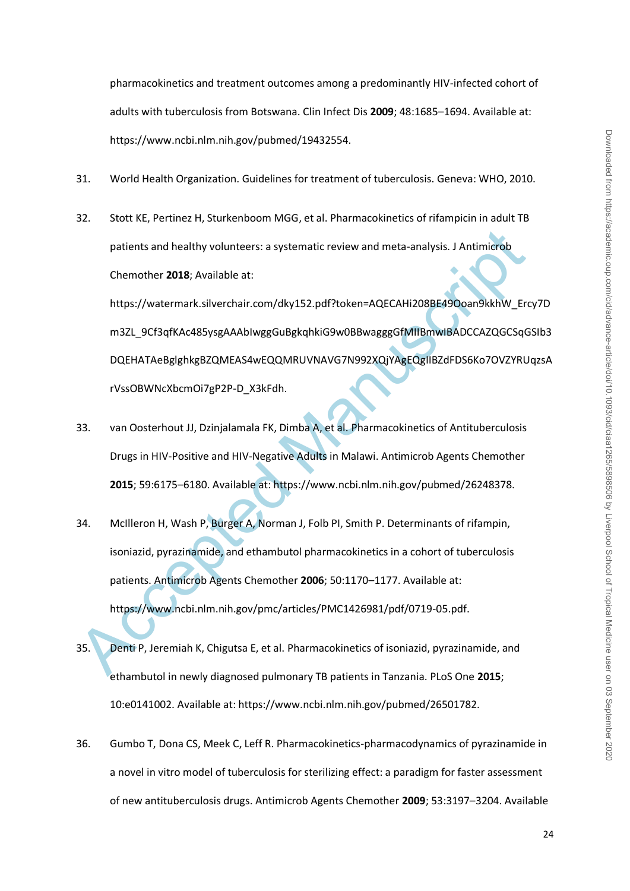pharmacokinetics and treatment outcomes among a predominantly HIV-infected cohort of adults with tuberculosis from Botswana. Clin Infect Dis **2009**; 48:1685–1694. Available at: https://www.ncbi.nlm.nih.gov/pubmed/19432554.

31. World Health Organization. Guidelines for treatment of tuberculosis. Geneva: WHO, 2010.

32. Stott KE, Pertinez H, Sturkenboom MGG, et al. Pharmacokinetics of rifampicin in adult TB patients and healthy volunteers: a systematic review and meta-analysis. J Antimicrob Chemother **2018**; Available at: https://watermark.silverchair.com/dky152.pdf?token=AQECAHi208BE49Ooan9kkhW_Ercy7Dm3ZL_9Cf3qfKAc485ysgAAAbIwggGuBgkqhkiG9w0BBwagggGfMIIBmwIBADCCAZQGCSqGSIb3DQEHATAeBglghkgBZQMEAS4wEQQMRUVNAVG7N992XQjYAgEQgIIBZdFDS6Ko7OVZYRUqzsArVssOBWNcXbcmOi7gP2P-D_X3kFdh.

33. van Oosterhout JJ, Dzinjalamala FK, Dimba A, et al. Pharmacokinetics of Antituberculosis Drugs in HIV-Positive and HIV-Negative Adults in Malawi. Antimicrob Agents Chemother **2015**; 59:6175–6180. Available at: https://www.ncbi.nlm.nih.gov/pubmed/26248378.

34. McIlleron H, Wash P, Burger A, Norman J, Folb PI, Smith P. Determinants of rifampin, isoniazid, pyrazinamide, and ethambutol pharmacokinetics in a cohort of tuberculosis patients. Antimicrob Agents Chemother **2006**; 50:1170–1177. Available at: https://www.ncbi.nlm.nih.gov/pmc/articles/PMC1426981/pdf/0719-05.pdf.

35. Denti P, Jeremiah K, Chigutsa E, et al. Pharmacokinetics of isoniazid, pyrazinamide, and ethambutol in newly diagnosed pulmonary TB patients in Tanzania. PLoS One **2015**; 10:e0141002. Available at: https://www.ncbi.nlm.nih.gov/pubmed/26501782.

36. Gumbo T, Dona CS, Meek C, Leff R. Pharmacokinetics-pharmacodynamics of pyrazinamide in a novel in vitro model of tuberculosis for sterilizing effect: a paradigm for faster assessment of new antituberculosis drugs. Antimicrob Agents Chemother **2009**; 53:3197–3204. Available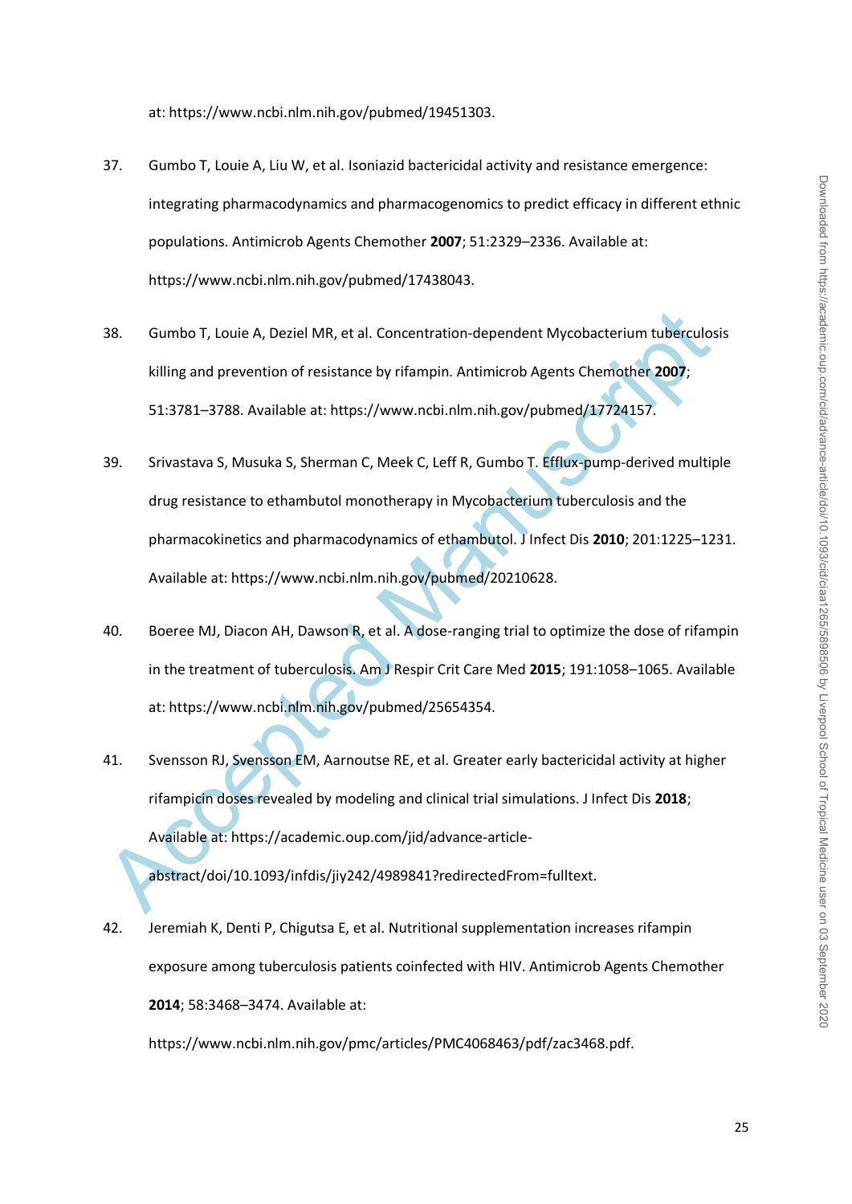at: https://www.ncbi.nlm.nih.gov/pubmed/19451303.

37. Gumbo T, Louie A, Liu W, et al. Isoniazid bactericidal activity and resistance emergence: integrating pharmacodynamics and pharmacogenomics to predict efficacy in different ethnic populations. Antimicrob Agents Chemother **2007**; 51:2329–2336. Available at: https://www.ncbi.nlm.nih.gov/pubmed/17438043.

38. Gumbo T, Louie A, Deziel MR, et al. Concentration-dependent Mycobacterium tuberculosis killing and prevention of resistance by rifampin. Antimicrob Agents Chemother **2007**; 51:3781–3788. Available at: https://www.ncbi.nlm.nih.gov/pubmed/17724157.

39. Srivastava S, Musuka S, Sherman C, Meek C, Leff R, Gumbo T. Efflux-pump-derived multiple drug resistance to ethambutol monotherapy in Mycobacterium tuberculosis and the pharmacokinetics and pharmacodynamics of ethambutol. J Infect Dis **2010**; 201:1225–1231. Available at: https://www.ncbi.nlm.nih.gov/pubmed/20210628.

40. Boeree MJ, Diacon AH, Dawson R, et al. A dose-ranging trial to optimize the dose of rifampin in the treatment of tuberculosis. Am J Respir Crit Care Med **2015**; 191:1058–1065. Available at: https://www.ncbi.nlm.nih.gov/pubmed/25654354.

41. Svensson RJ, Svensson EM, Aarnoutse RE, et al. Greater early bactericidal activity at higher rifampicin doses revealed by modeling and clinical trial simulations. J Infect Dis **2018**; Available at: https://academic.oup.com/jid/advance-article-abstract/doi/10.1093/infdis/jiy242/4989841?redirectedFrom=fulltext.

42. Jeremiah K, Denti P, Chigutsa E, et al. Nutritional supplementation increases rifampin exposure among tuberculosis patients coinfected with HIV. Antimicrob Agents Chemother **2014**; 58:3468–3474. Available at: https://www.ncbi.nlm.nih.gov/pmc/articles/PMC4068463/pdf/zac3468.pdf.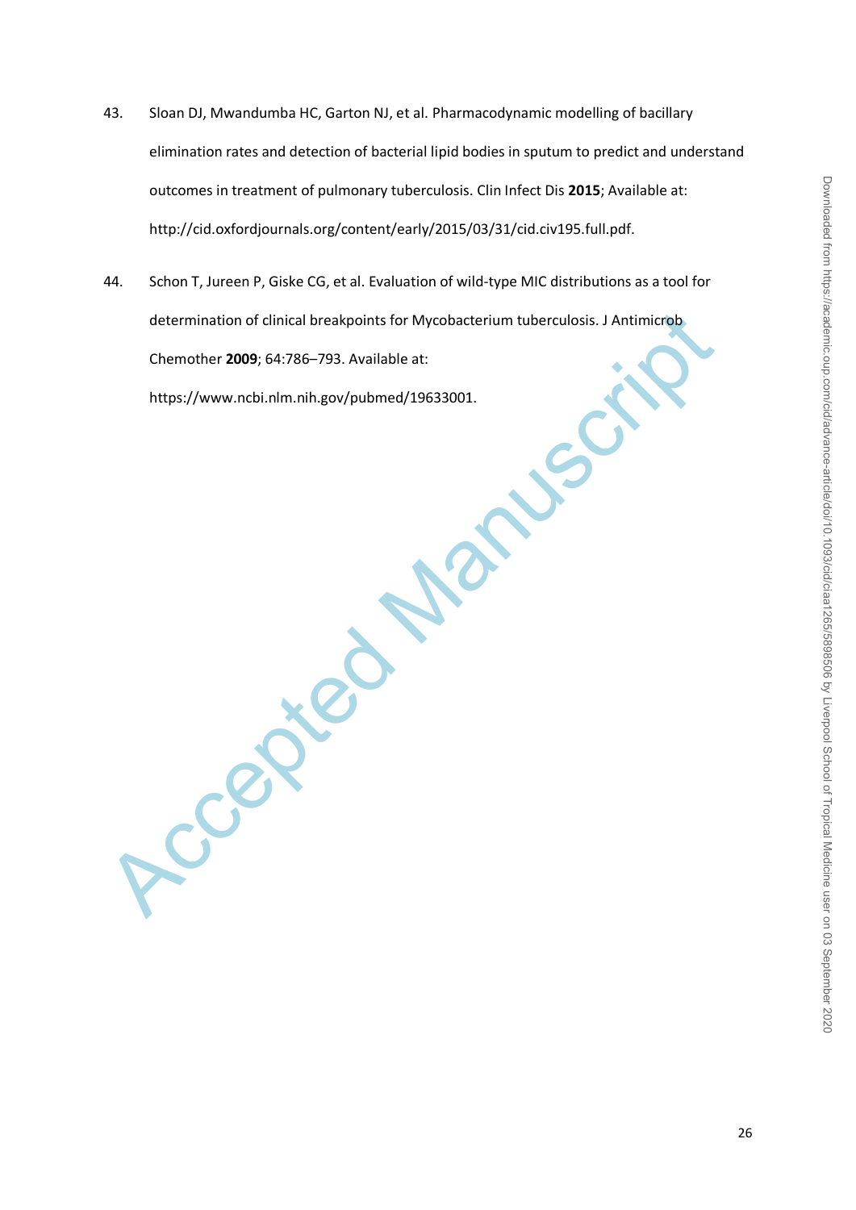43. Sloan DJ, Mwandumba HC, Garton NJ, et al. Pharmacodynamic modelling of bacillary elimination rates and detection of bacterial lipid bodies in sputum to predict and understand outcomes in treatment of pulmonary tuberculosis. Clin Infect Dis **2015**; Available at: http://cid.oxfordjournals.org/content/early/2015/03/31/cid.civ195.full.pdf.

44. Schon T, Jureen P, Giske CG, et al. Evaluation of wild-type MIC distributions as a tool for determination of clinical breakpoints for Mycobacterium tuberculosis. J Antimicrob Chemother **2009**; 64:786–793. Available at: https://www.ncbi.nlm.nih.gov/pubmed/19633001.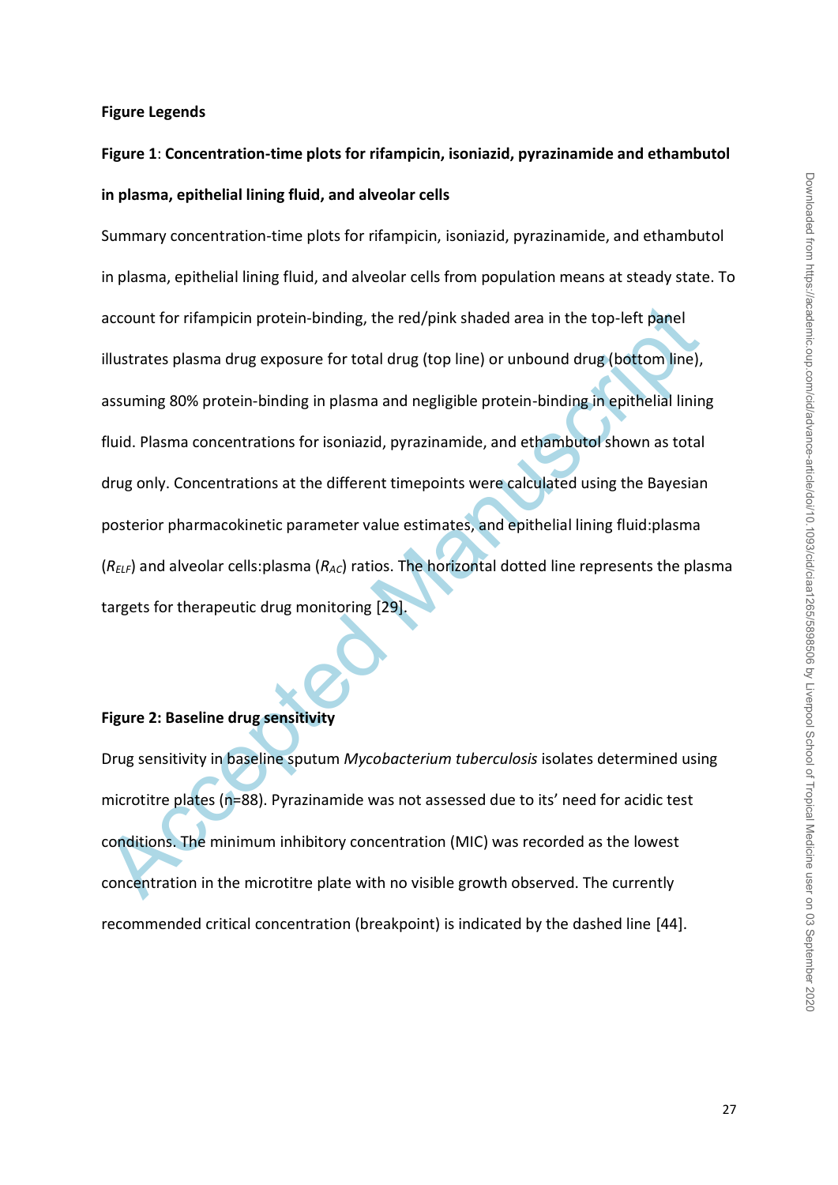**Figure Legends**

**Figure 1**: **Concentration-time plots for rifampicin, isoniazid, pyrazinamide and ethambutol in plasma, epithelial lining fluid, and alveolar cells**

Summary concentration-time plots for rifampicin, isoniazid, pyrazinamide, and ethambutol in plasma, epithelial lining fluid, and alveolar cells from population means at steady state. To account for rifampicin protein-binding, the red/pink shaded area in the top-left panel illustrates plasma drug exposure for total drug (top line) or unbound drug (bottom line), assuming 80% protein-binding in plasma and negligible protein-binding in epithelial lining fluid. Plasma concentrations for isoniazid, pyrazinamide, and ethambutol shown as total drug only. Concentrations at the different timepoints were calculated using the Bayesian posterior pharmacokinetic parameter value estimates, and epithelial lining fluid:plasma ($R_{ELF}$) and alveolar cells:plasma ($R_{AC}$) ratios. The horizontal dotted line represents the plasma targets for therapeutic drug monitoring [29].

**Figure 2: Baseline drug sensitivity**

Drug sensitivity in baseline sputum *Mycobacterium tuberculosis* isolates determined using microtitre plates (n=88). Pyrazinamide was not assessed due to its' need for acidic test conditions. The minimum inhibitory concentration (MIC) was recorded as the lowest concentration in the microtitre plate with no visible growth observed. The currently recommended critical concentration (breakpoint) is indicated by the dashed line [44].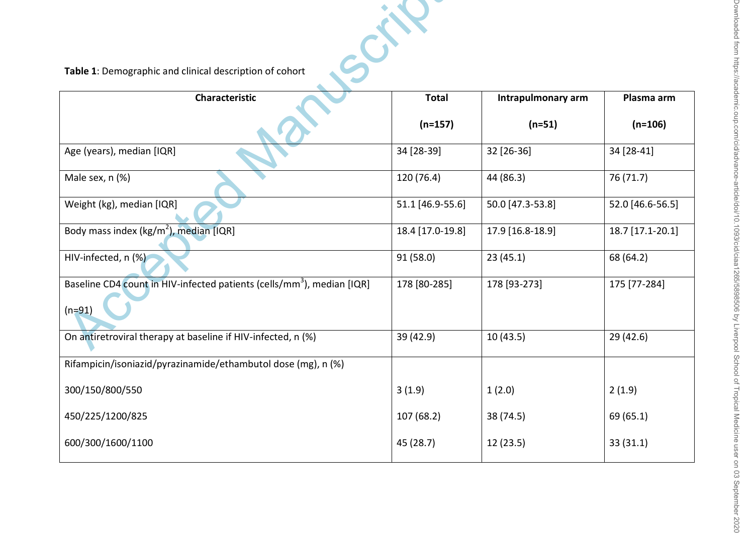**Table 1**: Demographic and clinical description of cohort

| Characteristic | Total (n=157) | Intrapulmonary arm (n=51) | Plasma arm (n=106) |
|---|---|---|---|
| Age (years), median [IQR] | 34 [28-39] | 32 [26-36] | 34 [28-41] |
| Male sex, n (%) | 120 (76.4) | 44 (86.3) | 76 (71.7) |
| Weight (kg), median [IQR] | 51.1 [46.9-55.6] | 50.0 [47.3-53.8] | 52.0 [46.6-56.5] |
| Body mass index ($kg/m^2$), median [IQR] | 18.4 [17.0-19.8] | 17.9 [16.8-18.9] | 18.7 [17.1-20.1] |
| HIV-infected, n (%) | 91 (58.0) | 23 (45.1) | 68 (64.2) |
| Baseline CD4 count in HIV-infected patients ($cells/mm^3$), median [IQR] (n=91) | 178 [80-285] | 178 [93-273] | 175 [77-284] |
| On antiretroviral therapy at baseline if HIV-infected, n (%) | 39 (42.9) | 10 (43.5) | 29 (42.6) |
| Rifampicin/isoniazid/pyrazinamide/ethambutol dose (mg), n (%) | | | |
| 300/150/800/550 | 3 (1.9) | 1 (2.0) | 2 (1.9) |
| 450/225/1200/825 | 107 (68.2) | 38 (74.5) | 69 (65.1) |
| 600/300/1600/1100 | 45 (28.7) | 12 (23.5) | 33 (31.1) |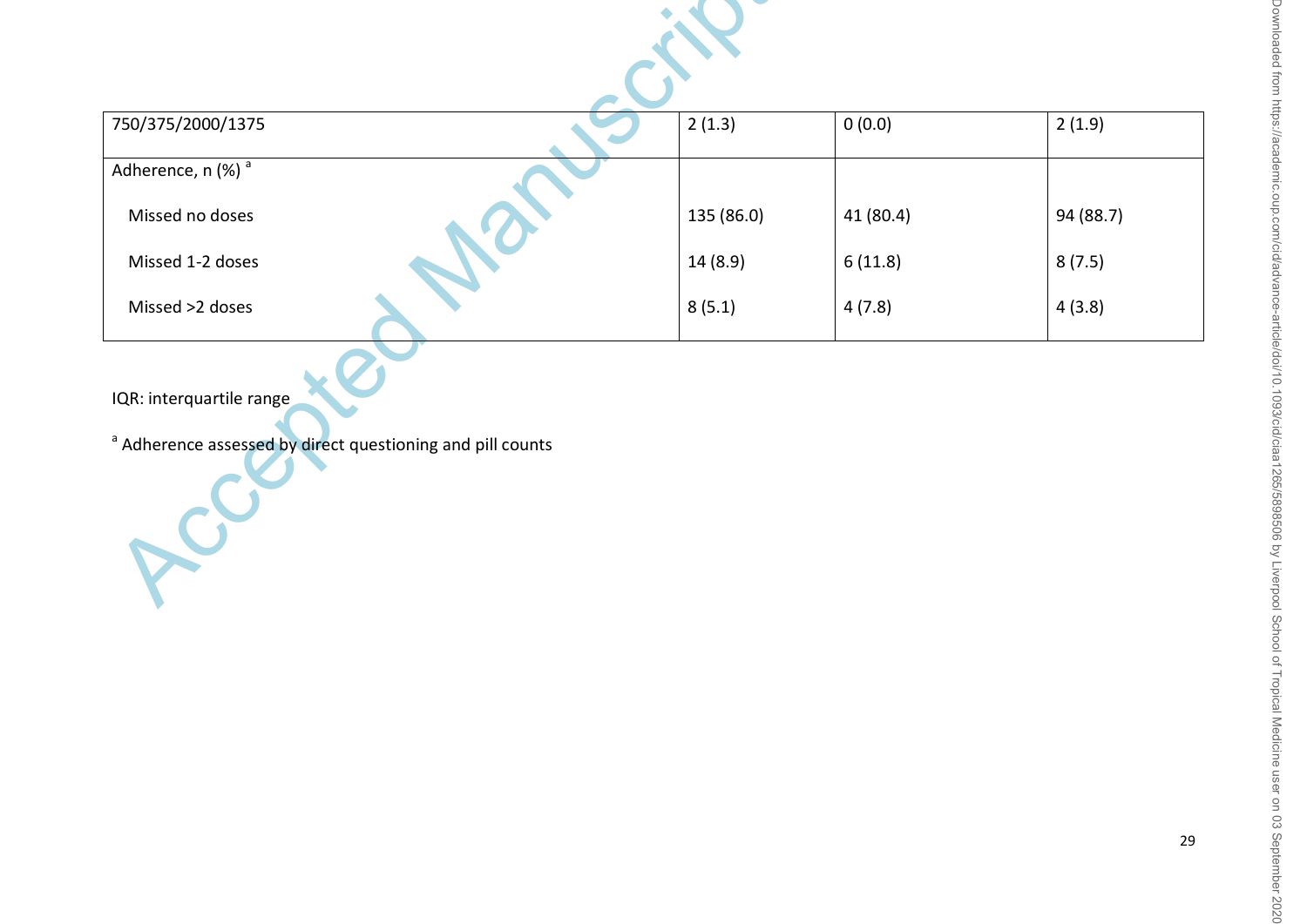| | | | |
|---|---|---|---|
| 750/375/2000/1375 | 2 (1.3) | 0 (0.0) | 2 (1.9) |
| Adherence, n (%) [a] | | | |
| Missed no doses | 135 (86.0) | 41 (80.4) | 94 (88.7) |
| Missed 1-2 doses | 14 (8.9) | 6 (11.8) | 8 (7.5) |
| Missed >2 doses | 8 (5.1) | 4 (7.8) | 4 (3.8) |

IQR: interquartile range

[a] Adherence assessed by direct questioning and pill counts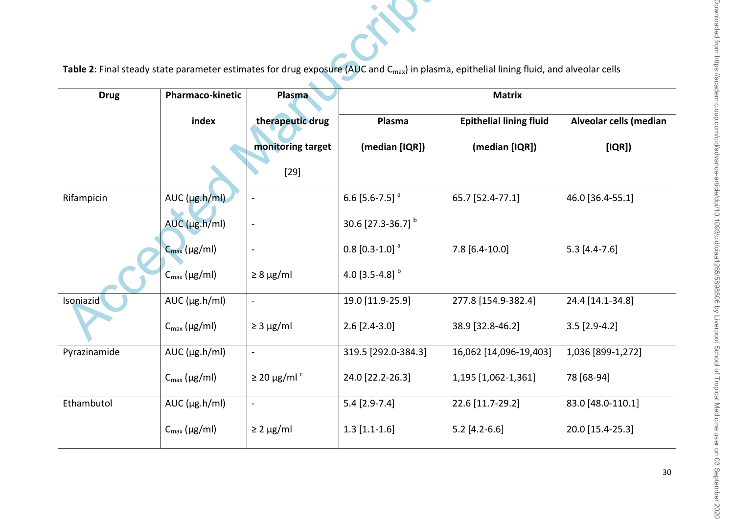**Table 2**: Final steady state parameter estimates for drug exposure (AUC and $C_{max}$) in plasma, epithelial lining fluid, and alveolar cells

| Drug | Pharmaco-kinetic index | Plasma therapeutic drug monitoring target [29] | Matrix | | |
|---|---|---|---|---|---|
| | | | Plasma (median [IQR]) | Epithelial lining fluid (median [IQR]) | Alveolar cells (median [IQR]) |
| Rifampicin | AUC (μg.h/ml) | - | 6.6 [5.6-7.5] [a] | 65.7 [52.4-77.1] | 46.0 [36.4-55.1] |
| | AUC (μg.h/ml) | - | 30.6 [27.3-36.7] [b] | | |
| | $C_{max}$ (μg/ml) | - | 0.8 [0.3-1.0] [a] | 7.8 [6.4-10.0] | 5.3 [4.4-7.6] |
| | $C_{max}$ (μg/ml) | ≥ 8 μg/ml | 4.0 [3.5-4.8] [b] | | |
| Isoniazid | AUC (μg.h/ml) | - | 19.0 [11.9-25.9] | 277.8 [154.9-382.4] | 24.4 [14.1-34.8] |
| | $C_{max}$ (μg/ml) | ≥ 3 μg/ml | 2.6 [2.4-3.0] | 38.9 [32.8-46.2] | 3.5 [2.9-4.2] |
| Pyrazinamide | AUC (μg.h/ml) | - | 319.5 [292.0-384.3] | 16,062 [14,096-19,403] | 1,036 [899-1,272] |
| | $C_{max}$ (μg/ml) | ≥ 20 μg/ml [c] | 24.0 [22.2-26.3] | 1,195 [1,062-1,361] | 78 [68-94] |
| Ethambutol | AUC (μg.h/ml) | - | 5.4 [2.9-7.4] | 22.6 [11.7-29.2] | 83.0 [48.0-110.1] |
| | $C_{max}$ (μg/ml) | ≥ 2 μg/ml | 1.3 [1.1-1.6] | 5.2 [4.2-6.6] | 20.0 [15.4-25.3] |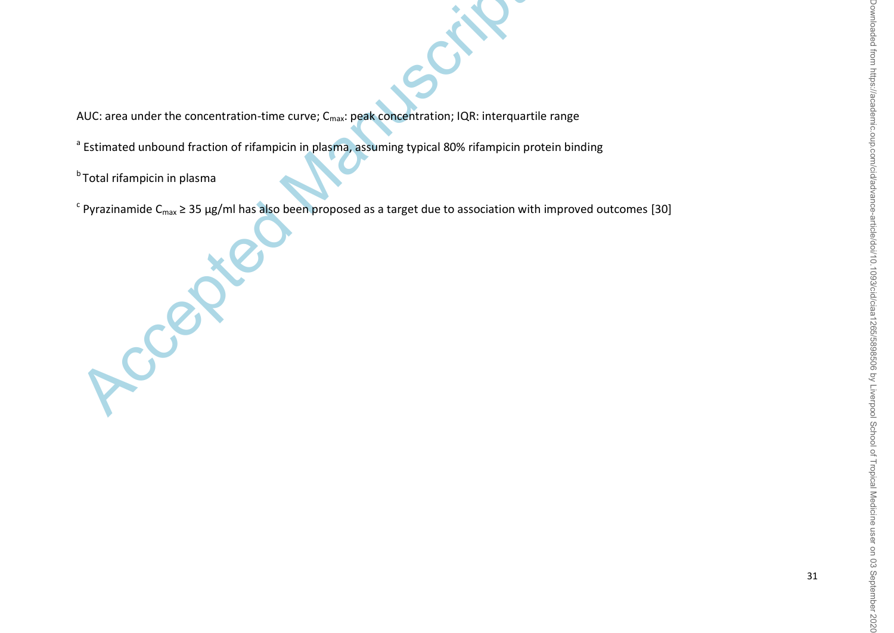AUC: area under the concentration-time curve; $C_{max}$: peak concentration; IQR: interquartile range

[a] Estimated unbound fraction of rifampicin in plasma, assuming typical 80% rifampicin protein binding

[b] Total rifampicin in plasma

[c] Pyrazinamide $C_{max} \geq 35$ μg/ml has also been proposed as a target due to association with improved outcomes [30]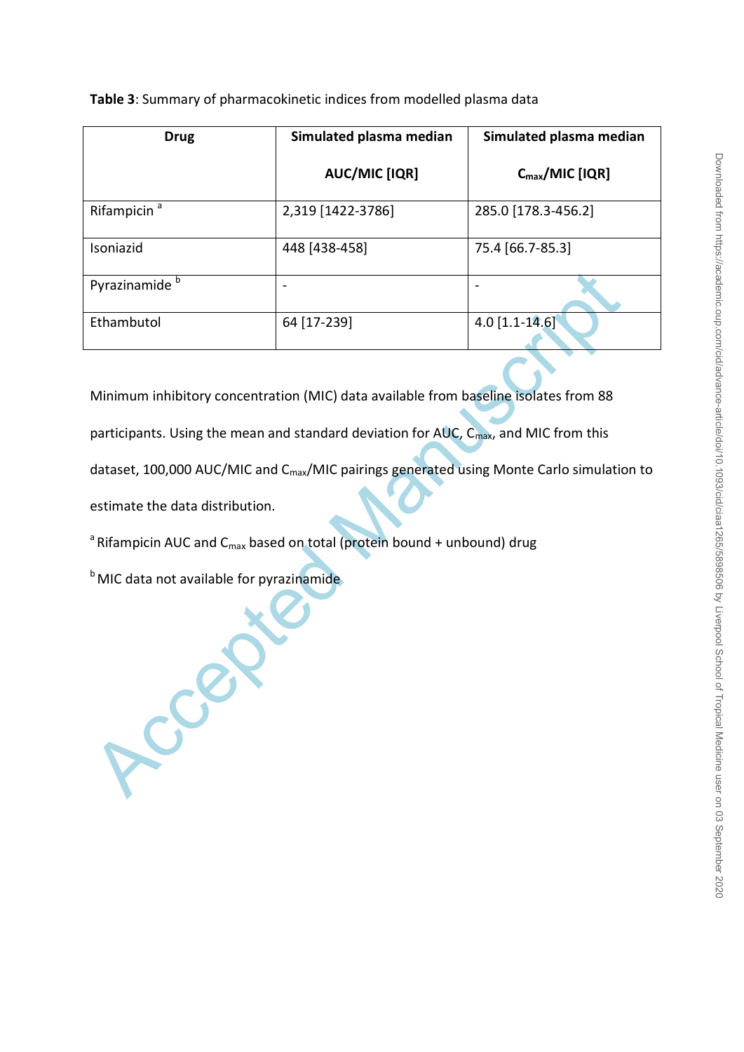**Table 3**: Summary of pharmacokinetic indices from modelled plasma data

| Drug | Simulated plasma median AUC/MIC [IQR] | Simulated plasma median $C_{max}$/MIC [IQR] |
|---|---|---|
| Rifampicin [a] | 2,319 [1422-3786] | 285.0 [178.3-456.2] |
| Isoniazid | 448 [438-458] | 75.4 [66.7-85.3] |
| Pyrazinamide [b] | - | - |
| Ethambutol | 64 [17-239] | 4.0 [1.1-14.6] |

Minimum inhibitory concentration (MIC) data available from baseline isolates from 88 participants. Using the mean and standard deviation for AUC, $C_{max}$, and MIC from this dataset, 100,000 AUC/MIC and $C_{max}$/MIC pairings generated using Monte Carlo simulation to estimate the data distribution.

[a] Rifampicin AUC and $C_{max}$ based on total (protein bound + unbound) drug

[b] MIC data not available for pyrazinamide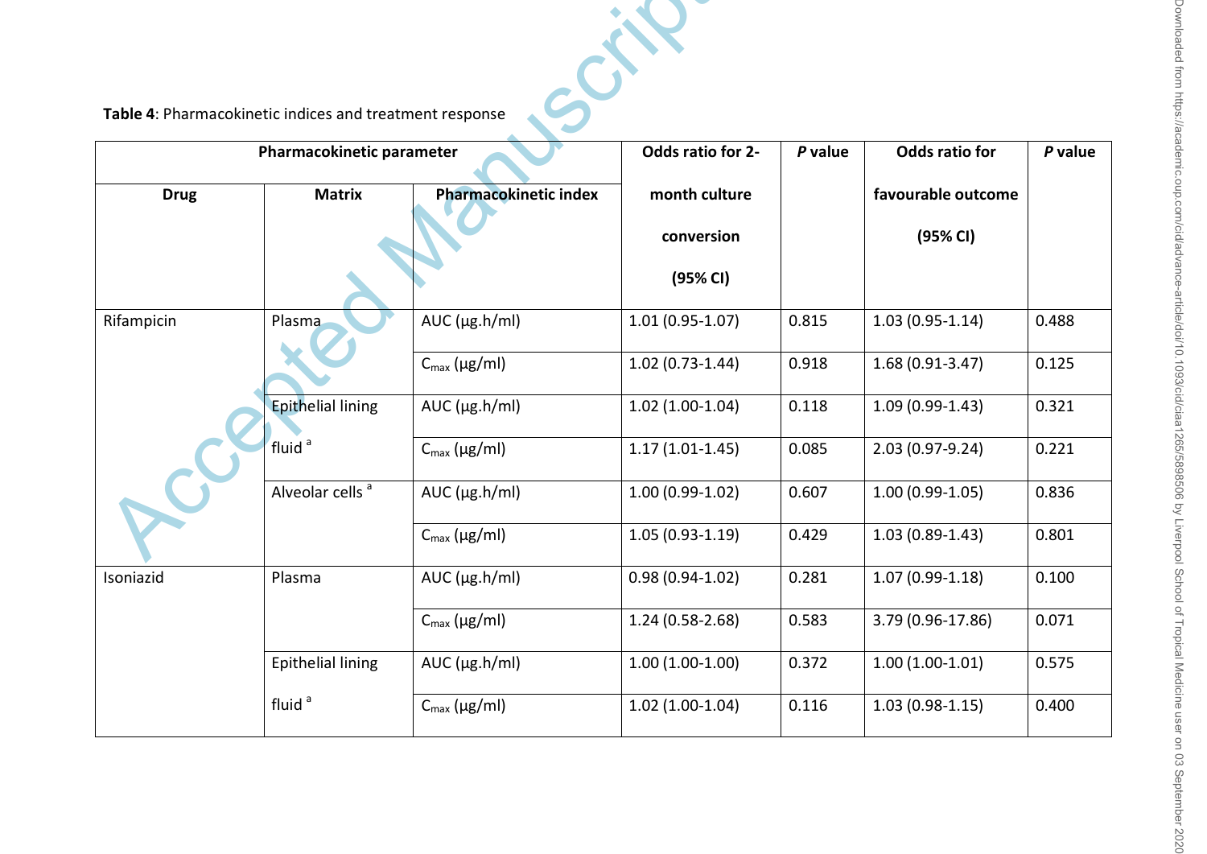**Table 4**: Pharmacokinetic indices and treatment response

| Pharmacokinetic parameter | | | Odds ratio for 2-month culture conversion (95% CI) | *P* value | Odds ratio for favourable outcome (95% CI) | *P* value |
|---|---|---|---|---|---|---|
| **Drug** | **Matrix** | **Pharmacokinetic index** | | | | |
| Rifampicin | Plasma | AUC (µg.h/ml) | 1.01 (0.95-1.07) | 0.815 | 1.03 (0.95-1.14) | 0.488 |
| | | $C_{max}$ (µg/ml) | 1.02 (0.73-1.44) | 0.918 | 1.68 (0.91-3.47) | 0.125 |
| | Epithelial lining fluid [a] | AUC (µg.h/ml) | 1.02 (1.00-1.04) | 0.118 | 1.09 (0.99-1.43) | 0.321 |
| | | $C_{max}$ (µg/ml) | 1.17 (1.01-1.45) | 0.085 | 2.03 (0.97-9.24) | 0.221 |
| | Alveolar cells [a] | AUC (µg.h/ml) | 1.00 (0.99-1.02) | 0.607 | 1.00 (0.99-1.05) | 0.836 |
| | | $C_{max}$ (µg/ml) | 1.05 (0.93-1.19) | 0.429 | 1.03 (0.89-1.43) | 0.801 |
| Isoniazid | Plasma | AUC (µg.h/ml) | 0.98 (0.94-1.02) | 0.281 | 1.07 (0.99-1.18) | 0.100 |
| | | $C_{max}$ (µg/ml) | 1.24 (0.58-2.68) | 0.583 | 3.79 (0.96-17.86) | 0.071 |
| | Epithelial lining fluid [a] | AUC (µg.h/ml) | 1.00 (1.00-1.00) | 0.372 | 1.00 (1.00-1.01) | 0.575 |
| | | $C_{max}$ (µg/ml) | 1.02 (1.00-1.04) | 0.116 | 1.03 (0.98-1.15) | 0.400 |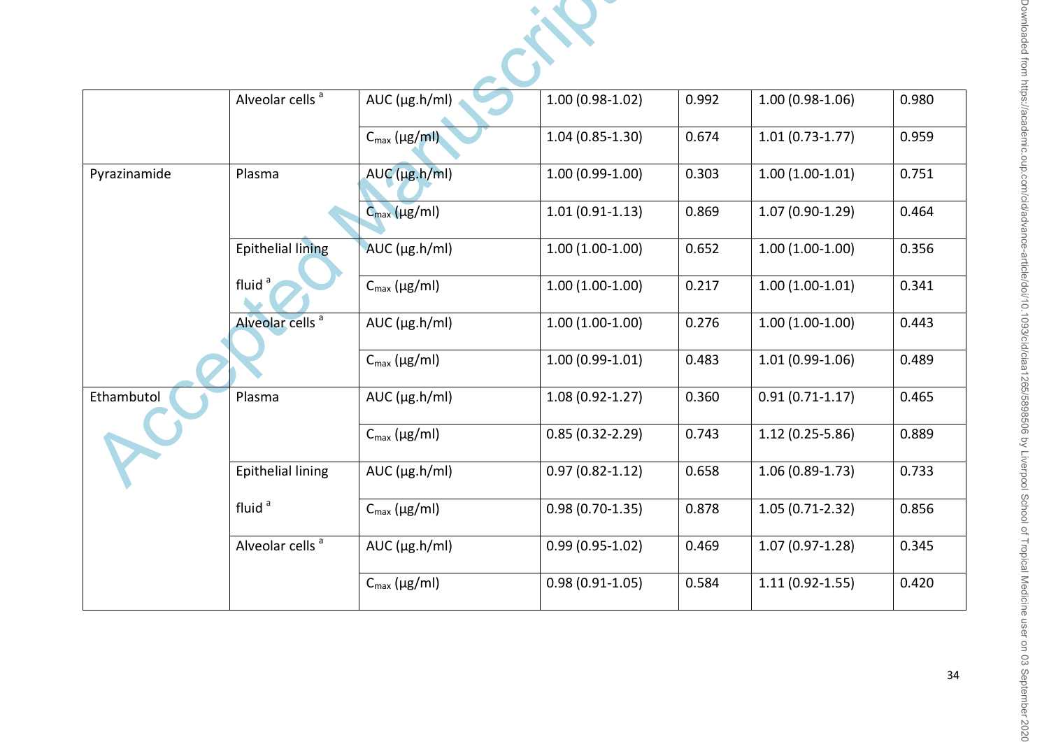| | Alveolar cells [a] | AUC (µg.h/ml) | 1.00 (0.98-1.02) | 0.992 | 1.00 (0.98-1.06) | 0.980 |
|---|---|---|---|---|---|---|
| | | $C_{max}$ (µg/ml) | 1.04 (0.85-1.30) | 0.674 | 1.01 (0.73-1.77) | 0.959 |
| Pyrazinamide | Plasma | AUC (µg.h/ml) | 1.00 (0.99-1.00) | 0.303 | 1.00 (1.00-1.01) | 0.751 |
| | | $C_{max}$ (µg/ml) | 1.01 (0.91-1.13) | 0.869 | 1.07 (0.90-1.29) | 0.464 |
| | Epithelial lining fluid [a] | AUC (µg.h/ml) | 1.00 (1.00-1.00) | 0.652 | 1.00 (1.00-1.00) | 0.356 |
| | | $C_{max}$ (µg/ml) | 1.00 (1.00-1.00) | 0.217 | 1.00 (1.00-1.01) | 0.341 |
| | Alveolar cells [a] | AUC (µg.h/ml) | 1.00 (1.00-1.00) | 0.276 | 1.00 (1.00-1.00) | 0.443 |
| | | $C_{max}$ (µg/ml) | 1.00 (0.99-1.01) | 0.483 | 1.01 (0.99-1.06) | 0.489 |
| Ethambutol | Plasma | AUC (µg.h/ml) | 1.08 (0.92-1.27) | 0.360 | 0.91 (0.71-1.17) | 0.465 |
| | | $C_{max}$ (µg/ml) | 0.85 (0.32-2.29) | 0.743 | 1.12 (0.25-5.86) | 0.889 |
| | Epithelial lining fluid [a] | AUC (µg.h/ml) | 0.97 (0.82-1.12) | 0.658 | 1.06 (0.89-1.73) | 0.733 |
| | | $C_{max}$ (µg/ml) | 0.98 (0.70-1.35) | 0.878 | 1.05 (0.71-2.32) | 0.856 |
| | Alveolar cells [a] | AUC (µg.h/ml) | 0.99 (0.95-1.02) | 0.469 | 1.07 (0.97-1.28) | 0.345 |
| | | $C_{max}$ (µg/ml) | 0.98 (0.91-1.05) | 0.584 | 1.11 (0.92-1.55) | 0.420 |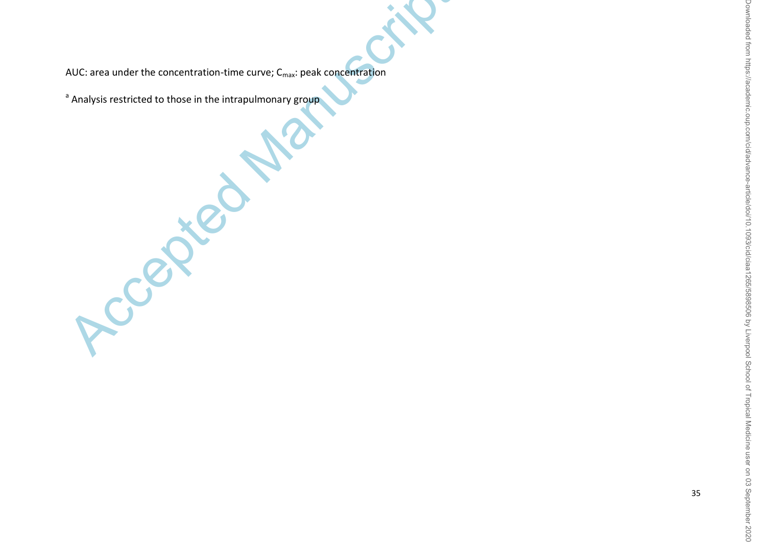AUC: area under the concentration-time curve; $C_{max}$: peak concentration

[a] Analysis restricted to those in the intrapulmonary group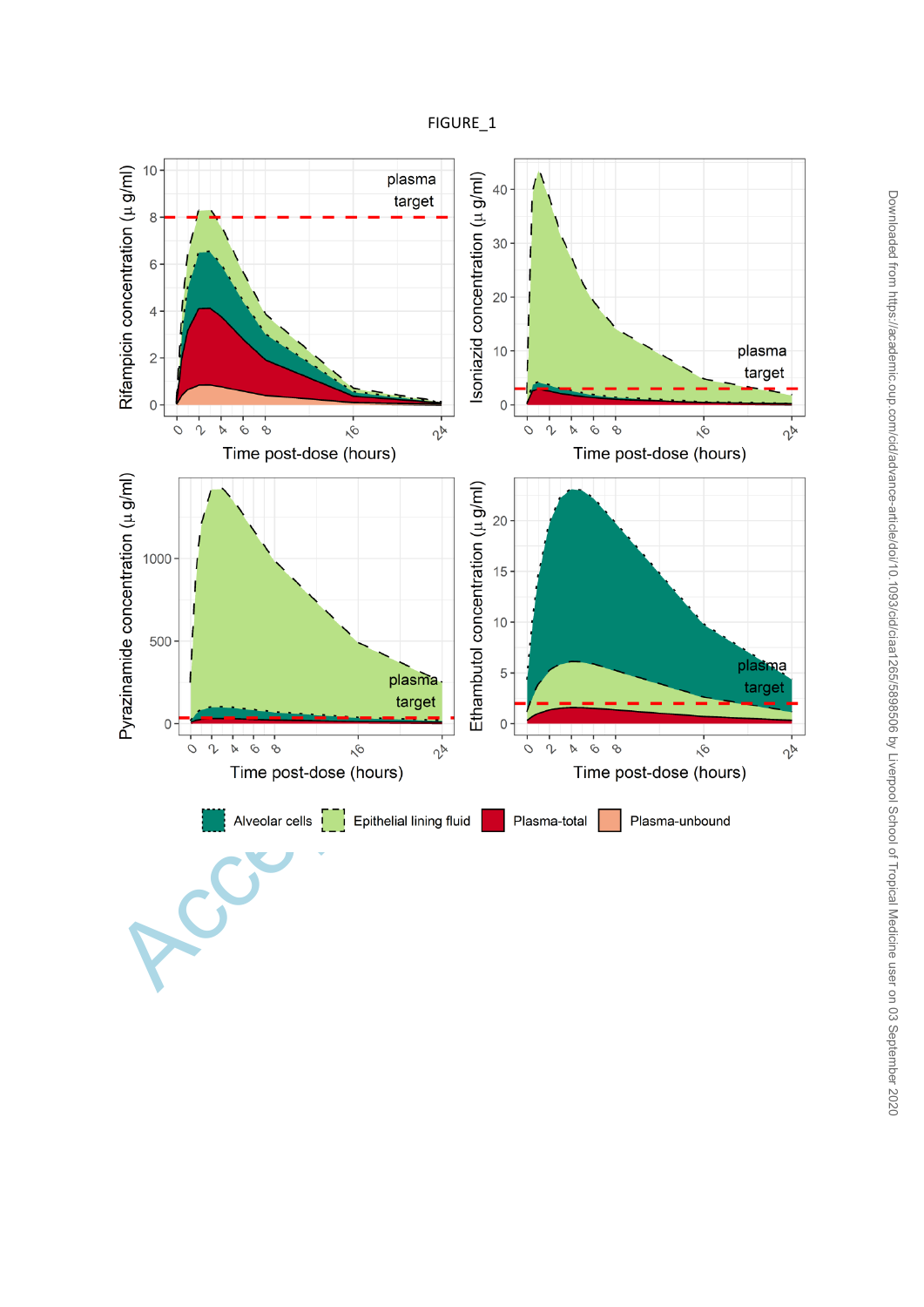FIGURE_1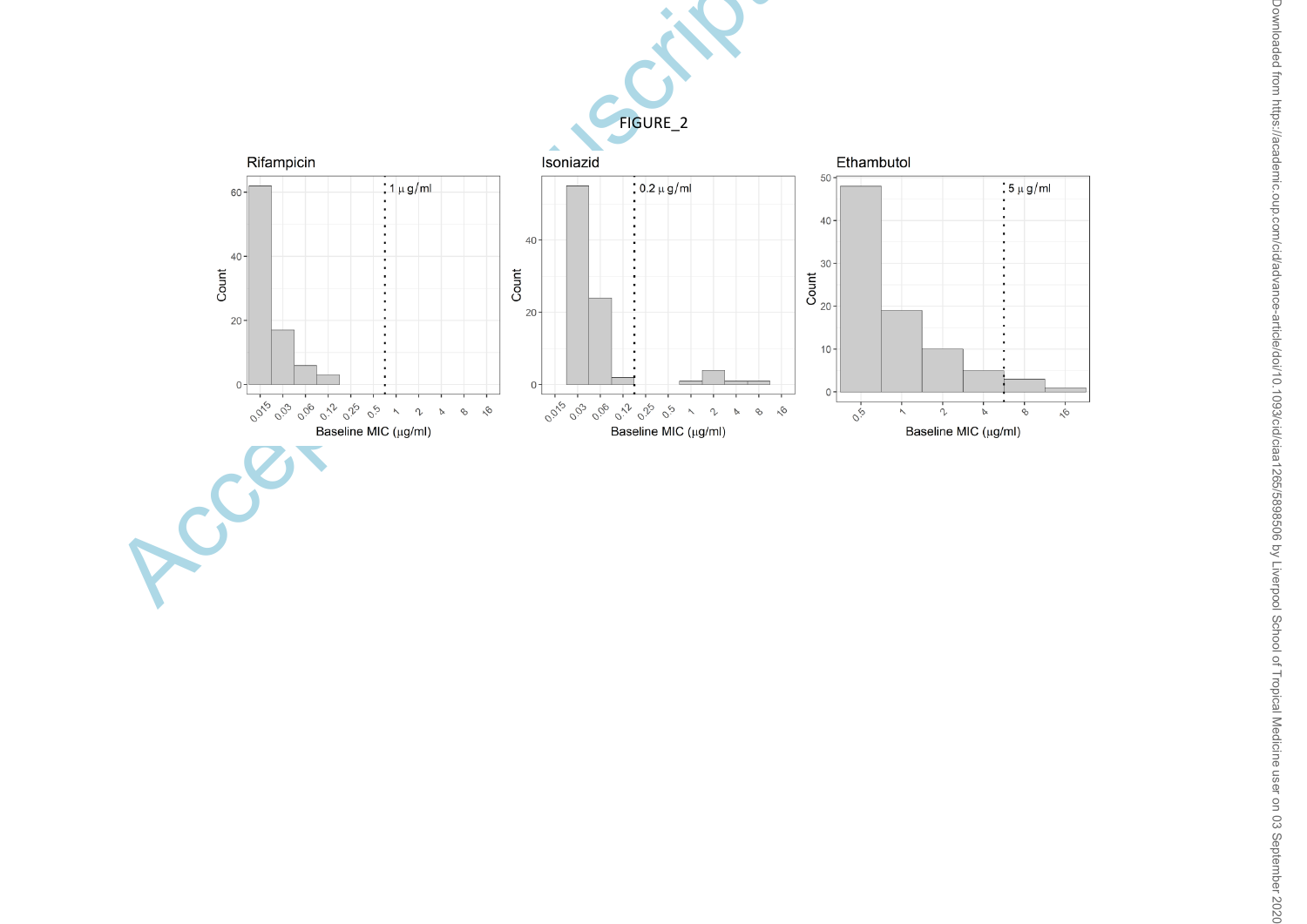FIGURE_2

Rifampicin

Count

60
40
20
0

1 μg/ml

0.015 0.03 0.06 0.12 0.25 0.5 1 2 4 8 16

Baseline MIC (μg/ml)

Isoniazid

Count

40
20
0

0.2 μg/ml

0.015 0.03 0.06 0.12 0.25 0.5 1 2 4 8 16

Baseline MIC (μg/ml)

Ethambutol

Count

50
40
30
20
10
0

5 μg/ml

0.5 1 2 4 8 16

Baseline MIC (μg/ml)